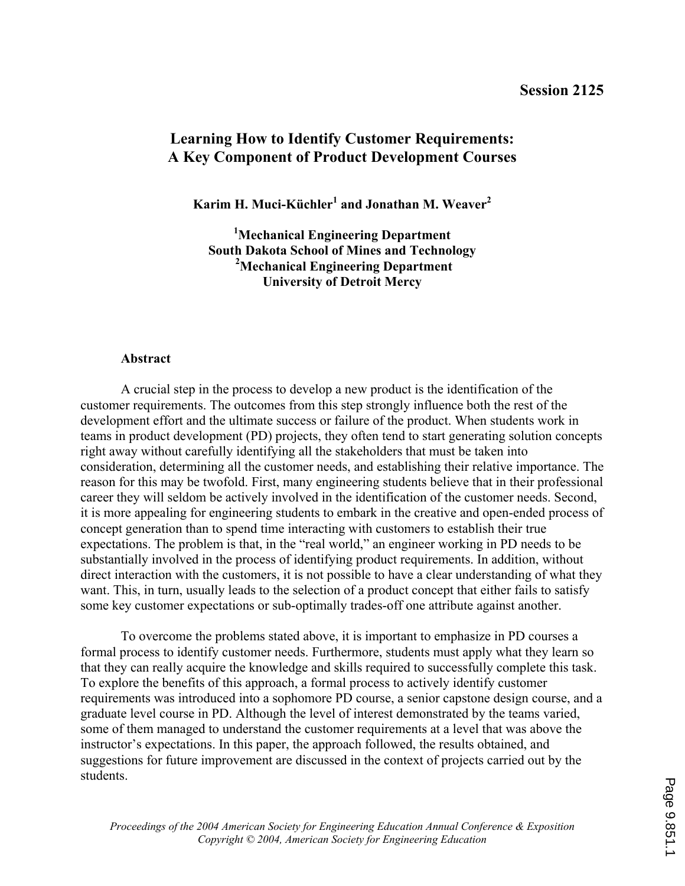Session 2125

# Learning How to Identify Customer Requirements: A Key Component of Product Development Courses

**Karim H. Muci-Küchler[1] and Jonathan M. Weaver[2]**

**[1]Mechanical Engineering Department**
**South Dakota School of Mines and Technology**
**[2]Mechanical Engineering Department**
**University of Detroit Mercy**

## Abstract

A crucial step in the process to develop a new product is the identification of the customer requirements. The outcomes from this step strongly influence both the rest of the development effort and the ultimate success or failure of the product. When students work in teams in product development (PD) projects, they often tend to start generating solution concepts right away without carefully identifying all the stakeholders that must be taken into consideration, determining all the customer needs, and establishing their relative importance. The reason for this may be twofold. First, many engineering students believe that in their professional career they will seldom be actively involved in the identification of the customer needs. Second, it is more appealing for engineering students to embark in the creative and open-ended process of concept generation than to spend time interacting with customers to establish their true expectations. The problem is that, in the "real world," an engineer working in PD needs to be substantially involved in the process of identifying product requirements. In addition, without direct interaction with the customers, it is not possible to have a clear understanding of what they want. This, in turn, usually leads to the selection of a product concept that either fails to satisfy some key customer expectations or sub-optimally trades-off one attribute against another.

To overcome the problems stated above, it is important to emphasize in PD courses a formal process to identify customer needs. Furthermore, students must apply what they learn so that they can really acquire the knowledge and skills required to successfully complete this task. To explore the benefits of this approach, a formal process to actively identify customer requirements was introduced into a sophomore PD course, a senior capstone design course, and a graduate level course in PD. Although the level of interest demonstrated by the teams varied, some of them managed to understand the customer requirements at a level that was above the instructor's expectations. In this paper, the approach followed, the results obtained, and suggestions for future improvement are discussed in the context of projects carried out by the students.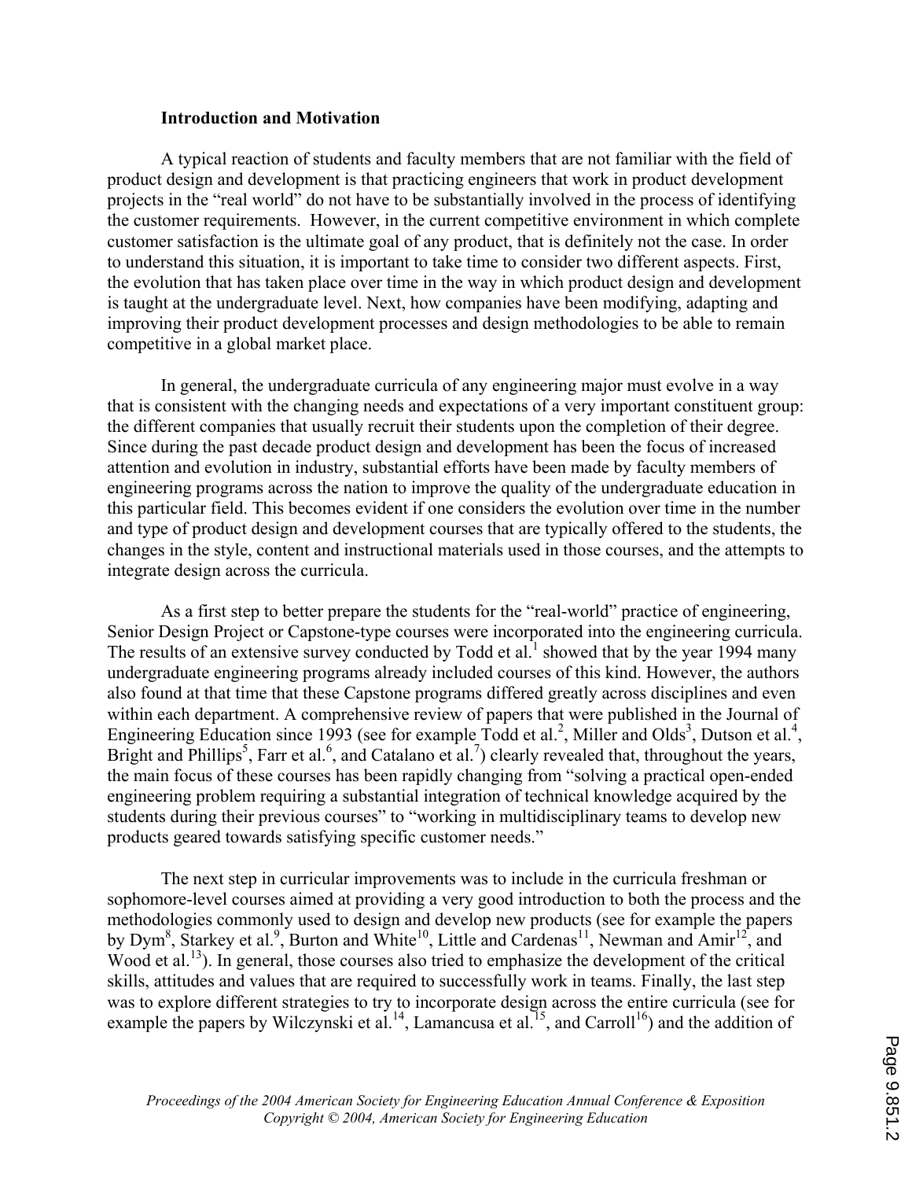### Introduction and Motivation

A typical reaction of students and faculty members that are not familiar with the field of product design and development is that practicing engineers that work in product development projects in the "real world" do not have to be substantially involved in the process of identifying the customer requirements. However, in the current competitive environment in which complete customer satisfaction is the ultimate goal of any product, that is definitely not the case. In order to understand this situation, it is important to take time to consider two different aspects. First, the evolution that has taken place over time in the way in which product design and development is taught at the undergraduate level. Next, how companies have been modifying, adapting and improving their product development processes and design methodologies to be able to remain competitive in a global market place.

In general, the undergraduate curricula of any engineering major must evolve in a way that is consistent with the changing needs and expectations of a very important constituent group: the different companies that usually recruit their students upon the completion of their degree. Since during the past decade product design and development has been the focus of increased attention and evolution in industry, substantial efforts have been made by faculty members of engineering programs across the nation to improve the quality of the undergraduate education in this particular field. This becomes evident if one considers the evolution over time in the number and type of product design and development courses that are typically offered to the students, the changes in the style, content and instructional materials used in those courses, and the attempts to integrate design across the curricula.

As a first step to better prepare the students for the "real-world" practice of engineering, Senior Design Project or Capstone-type courses were incorporated into the engineering curricula. The results of an extensive survey conducted by Todd et al.[1] showed that by the year 1994 many undergraduate engineering programs already included courses of this kind. However, the authors also found at that time that these Capstone programs differed greatly across disciplines and even within each department. A comprehensive review of papers that were published in the Journal of Engineering Education since 1993 (see for example Todd et al.[2], Miller and Olds[3], Dutson et al.[4], Bright and Phillips[5], Farr et al.[6], and Catalano et al.[7]) clearly revealed that, throughout the years, the main focus of these courses has been rapidly changing from "solving a practical open-ended engineering problem requiring a substantial integration of technical knowledge acquired by the students during their previous courses" to "working in multidisciplinary teams to develop new products geared towards satisfying specific customer needs."

The next step in curricular improvements was to include in the curricula freshman or sophomore-level courses aimed at providing a very good introduction to both the process and the methodologies commonly used to design and develop new products (see for example the papers by Dym[8], Starkey et al.[9], Burton and White[10], Little and Cardenas[11], Newman and Amir[12], and Wood et al.[13]). In general, those courses also tried to emphasize the development of the critical skills, attitudes and values that are required to successfully work in teams. Finally, the last step was to explore different strategies to try to incorporate design across the entire curricula (see for example the papers by Wilczynski et al.[14], Lamancusa et al.[15], and Carroll[16]) and the addition of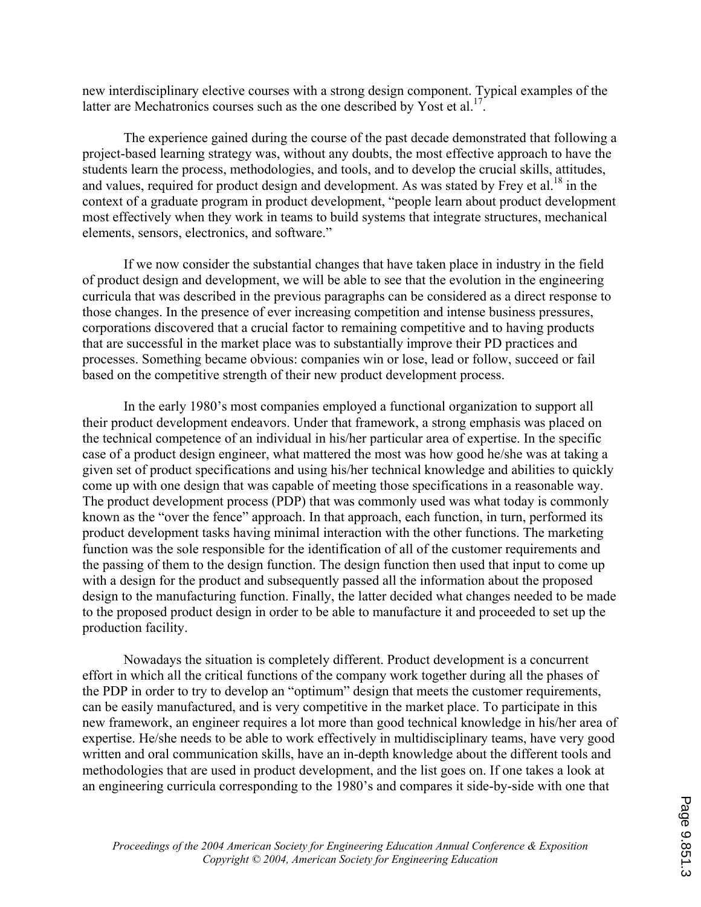new interdisciplinary elective courses with a strong design component. Typical examples of the latter are Mechatronics courses such as the one described by Yost et al.[17].

The experience gained during the course of the past decade demonstrated that following a project-based learning strategy was, without any doubts, the most effective approach to have the students learn the process, methodologies, and tools, and to develop the crucial skills, attitudes, and values, required for product design and development. As was stated by Frey et al.[18] in the context of a graduate program in product development, "people learn about product development most effectively when they work in teams to build systems that integrate structures, mechanical elements, sensors, electronics, and software."

If we now consider the substantial changes that have taken place in industry in the field of product design and development, we will be able to see that the evolution in the engineering curricula that was described in the previous paragraphs can be considered as a direct response to those changes. In the presence of ever increasing competition and intense business pressures, corporations discovered that a crucial factor to remaining competitive and to having products that are successful in the market place was to substantially improve their PD practices and processes. Something became obvious: companies win or lose, lead or follow, succeed or fail based on the competitive strength of their new product development process.

In the early 1980's most companies employed a functional organization to support all their product development endeavors. Under that framework, a strong emphasis was placed on the technical competence of an individual in his/her particular area of expertise. In the specific case of a product design engineer, what mattered the most was how good he/she was at taking a given set of product specifications and using his/her technical knowledge and abilities to quickly come up with one design that was capable of meeting those specifications in a reasonable way. The product development process (PDP) that was commonly used was what today is commonly known as the "over the fence" approach. In that approach, each function, in turn, performed its product development tasks having minimal interaction with the other functions. The marketing function was the sole responsible for the identification of all of the customer requirements and the passing of them to the design function. The design function then used that input to come up with a design for the product and subsequently passed all the information about the proposed design to the manufacturing function. Finally, the latter decided what changes needed to be made to the proposed product design in order to be able to manufacture it and proceeded to set up the production facility.

Nowadays the situation is completely different. Product development is a concurrent effort in which all the critical functions of the company work together during all the phases of the PDP in order to try to develop an "optimum" design that meets the customer requirements, can be easily manufactured, and is very competitive in the market place. To participate in this new framework, an engineer requires a lot more than good technical knowledge in his/her area of expertise. He/she needs to be able to work effectively in multidisciplinary teams, have very good written and oral communication skills, have an in-depth knowledge about the different tools and methodologies that are used in product development, and the list goes on. If one takes a look at an engineering curricula corresponding to the 1980's and compares it side-by-side with one that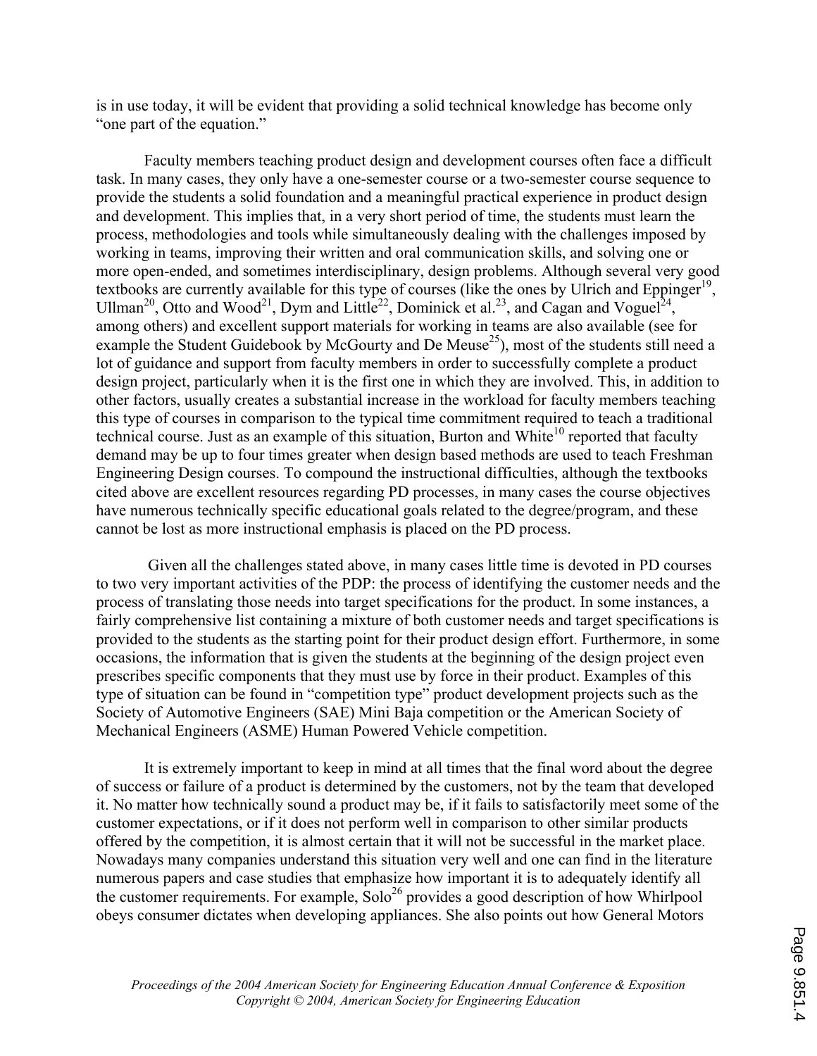is in use today, it will be evident that providing a solid technical knowledge has become only "one part of the equation."

Faculty members teaching product design and development courses often face a difficult task. In many cases, they only have a one-semester course or a two-semester course sequence to provide the students a solid foundation and a meaningful practical experience in product design and development. This implies that, in a very short period of time, the students must learn the process, methodologies and tools while simultaneously dealing with the challenges imposed by working in teams, improving their written and oral communication skills, and solving one or more open-ended, and sometimes interdisciplinary, design problems. Although several very good textbooks are currently available for this type of courses (like the ones by Ulrich and Eppinger[19], Ullman[20], Otto and Wood[21], Dym and Little[22], Dominick et al.[23], and Cagan and Voguel[24], among others) and excellent support materials for working in teams are also available (see for example the Student Guidebook by McGourty and De Meuse[25]), most of the students still need a lot of guidance and support from faculty members in order to successfully complete a product design project, particularly when it is the first one in which they are involved. This, in addition to other factors, usually creates a substantial increase in the workload for faculty members teaching this type of courses in comparison to the typical time commitment required to teach a traditional technical course. Just as an example of this situation, Burton and White[10] reported that faculty demand may be up to four times greater when design based methods are used to teach Freshman Engineering Design courses. To compound the instructional difficulties, although the textbooks cited above are excellent resources regarding PD processes, in many cases the course objectives have numerous technically specific educational goals related to the degree/program, and these cannot be lost as more instructional emphasis is placed on the PD process.

Given all the challenges stated above, in many cases little time is devoted in PD courses to two very important activities of the PDP: the process of identifying the customer needs and the process of translating those needs into target specifications for the product. In some instances, a fairly comprehensive list containing a mixture of both customer needs and target specifications is provided to the students as the starting point for their product design effort. Furthermore, in some occasions, the information that is given the students at the beginning of the design project even prescribes specific components that they must use by force in their product. Examples of this type of situation can be found in "competition type" product development projects such as the Society of Automotive Engineers (SAE) Mini Baja competition or the American Society of Mechanical Engineers (ASME) Human Powered Vehicle competition.

It is extremely important to keep in mind at all times that the final word about the degree of success or failure of a product is determined by the customers, not by the team that developed it. No matter how technically sound a product may be, if it fails to satisfactorily meet some of the customer expectations, or if it does not perform well in comparison to other similar products offered by the competition, it is almost certain that it will not be successful in the market place. Nowadays many companies understand this situation very well and one can find in the literature numerous papers and case studies that emphasize how important it is to adequately identify all the customer requirements. For example, Solo[26] provides a good description of how Whirlpool obeys consumer dictates when developing appliances. She also points out how General Motors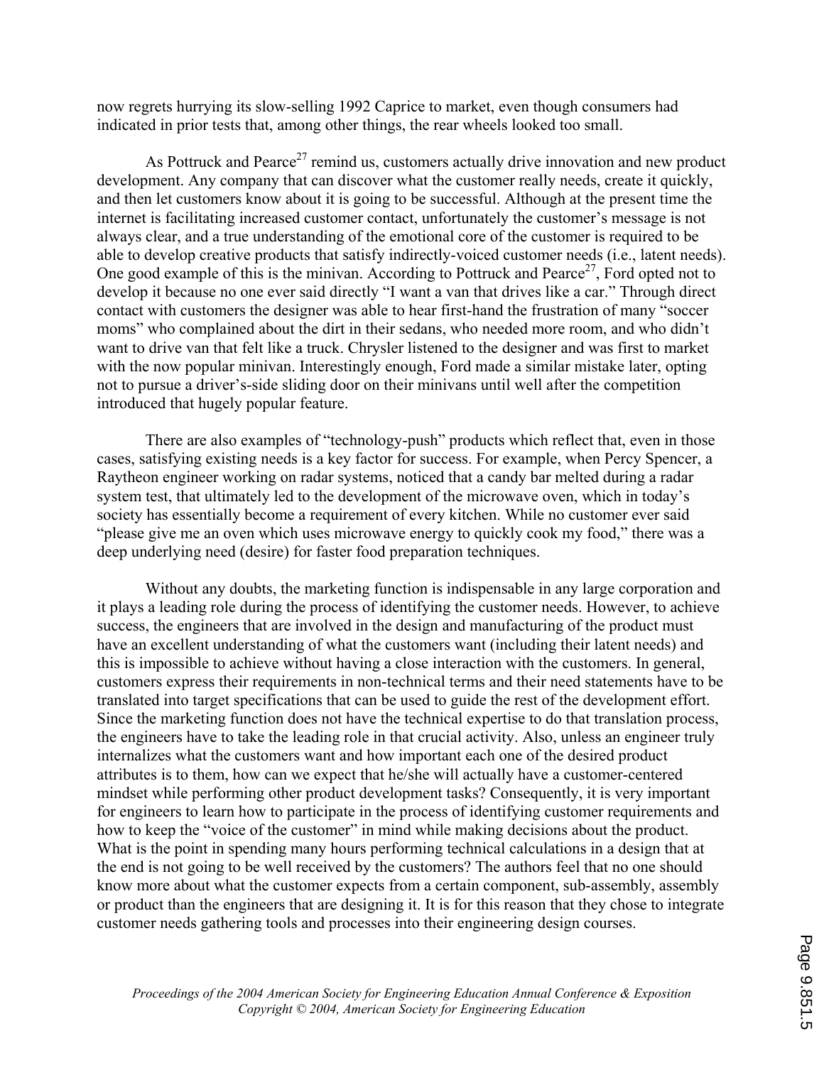now regrets hurrying its slow-selling 1992 Caprice to market, even though consumers had indicated in prior tests that, among other things, the rear wheels looked too small.

As Pottruck and Pearce[27] remind us, customers actually drive innovation and new product development. Any company that can discover what the customer really needs, create it quickly, and then let customers know about it is going to be successful. Although at the present time the internet is facilitating increased customer contact, unfortunately the customer's message is not always clear, and a true understanding of the emotional core of the customer is required to be able to develop creative products that satisfy indirectly-voiced customer needs (i.e., latent needs). One good example of this is the minivan. According to Pottruck and Pearce[27], Ford opted not to develop it because no one ever said directly "I want a van that drives like a car." Through direct contact with customers the designer was able to hear first-hand the frustration of many "soccer moms" who complained about the dirt in their sedans, who needed more room, and who didn't want to drive van that felt like a truck. Chrysler listened to the designer and was first to market with the now popular minivan. Interestingly enough, Ford made a similar mistake later, opting not to pursue a driver's-side sliding door on their minivans until well after the competition introduced that hugely popular feature.

There are also examples of "technology-push" products which reflect that, even in those cases, satisfying existing needs is a key factor for success. For example, when Percy Spencer, a Raytheon engineer working on radar systems, noticed that a candy bar melted during a radar system test, that ultimately led to the development of the microwave oven, which in today's society has essentially become a requirement of every kitchen. While no customer ever said "please give me an oven which uses microwave energy to quickly cook my food," there was a deep underlying need (desire) for faster food preparation techniques.

Without any doubts, the marketing function is indispensable in any large corporation and it plays a leading role during the process of identifying the customer needs. However, to achieve success, the engineers that are involved in the design and manufacturing of the product must have an excellent understanding of what the customers want (including their latent needs) and this is impossible to achieve without having a close interaction with the customers. In general, customers express their requirements in non-technical terms and their need statements have to be translated into target specifications that can be used to guide the rest of the development effort. Since the marketing function does not have the technical expertise to do that translation process, the engineers have to take the leading role in that crucial activity. Also, unless an engineer truly internalizes what the customers want and how important each one of the desired product attributes is to them, how can we expect that he/she will actually have a customer-centered mindset while performing other product development tasks? Consequently, it is very important for engineers to learn how to participate in the process of identifying customer requirements and how to keep the "voice of the customer" in mind while making decisions about the product. What is the point in spending many hours performing technical calculations in a design that at the end is not going to be well received by the customers? The authors feel that no one should know more about what the customer expects from a certain component, sub-assembly, assembly or product than the engineers that are designing it. It is for this reason that they chose to integrate customer needs gathering tools and processes into their engineering design courses.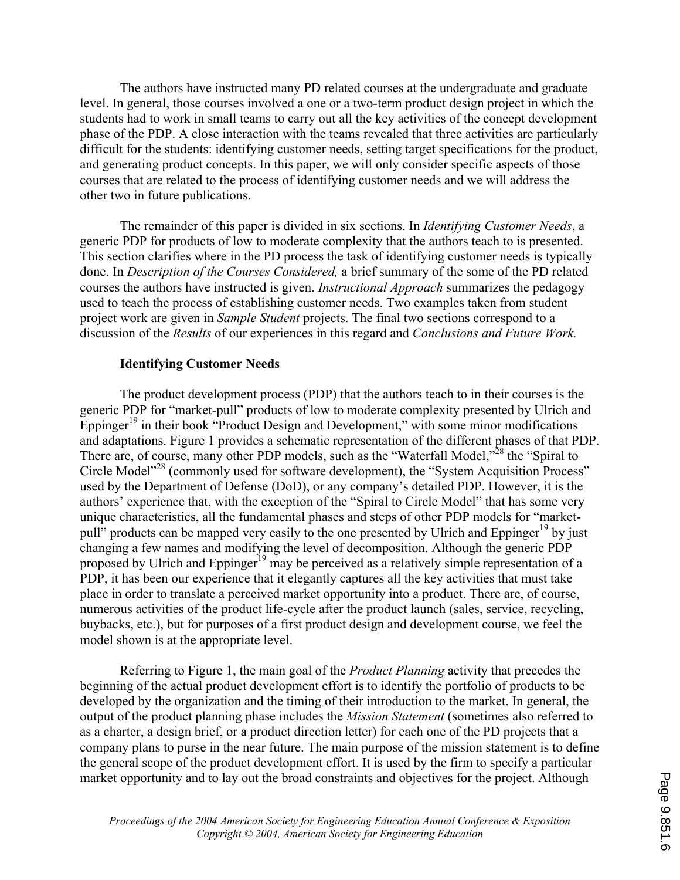The authors have instructed many PD related courses at the undergraduate and graduate level. In general, those courses involved a one or a two-term product design project in which the students had to work in small teams to carry out all the key activities of the concept development phase of the PDP. A close interaction with the teams revealed that three activities are particularly difficult for the students: identifying customer needs, setting target specifications for the product, and generating product concepts. In this paper, we will only consider specific aspects of those courses that are related to the process of identifying customer needs and we will address the other two in future publications.

The remainder of this paper is divided in six sections. In *Identifying Customer Needs*, a generic PDP for products of low to moderate complexity that the authors teach to is presented. This section clarifies where in the PD process the task of identifying customer needs is typically done. In *Description of the Courses Considered,* a brief summary of the some of the PD related courses the authors have instructed is given. *Instructional Approach* summarizes the pedagogy used to teach the process of establishing customer needs. Two examples taken from student project work are given in *Sample Student* projects. The final two sections correspond to a discussion of the *Results* of our experiences in this regard and *Conclusions and Future Work.*

## Identifying Customer Needs

The product development process (PDP) that the authors teach to in their courses is the generic PDP for "market-pull" products of low to moderate complexity presented by Ulrich and Eppinger[19] in their book "Product Design and Development," with some minor modifications and adaptations. Figure 1 provides a schematic representation of the different phases of that PDP. There are, of course, many other PDP models, such as the "Waterfall Model,"[28] the "Spiral to Circle Model"[28] (commonly used for software development), the "System Acquisition Process" used by the Department of Defense (DoD), or any company's detailed PDP. However, it is the authors' experience that, with the exception of the "Spiral to Circle Model" that has some very unique characteristics, all the fundamental phases and steps of other PDP models for "market-pull" products can be mapped very easily to the one presented by Ulrich and Eppinger[19] by just changing a few names and modifying the level of decomposition. Although the generic PDP proposed by Ulrich and Eppinger[19] may be perceived as a relatively simple representation of a PDP, it has been our experience that it elegantly captures all the key activities that must take place in order to translate a perceived market opportunity into a product. There are, of course, numerous activities of the product life-cycle after the product launch (sales, service, recycling, buybacks, etc.), but for purposes of a first product design and development course, we feel the model shown is at the appropriate level.

Referring to Figure 1, the main goal of the *Product Planning* activity that precedes the beginning of the actual product development effort is to identify the portfolio of products to be developed by the organization and the timing of their introduction to the market. In general, the output of the product planning phase includes the *Mission Statement* (sometimes also referred to as a charter, a design brief, or a product direction letter) for each one of the PD projects that a company plans to purse in the near future. The main purpose of the mission statement is to define the general scope of the product development effort. It is used by the firm to specify a particular market opportunity and to lay out the broad constraints and objectives for the project. Although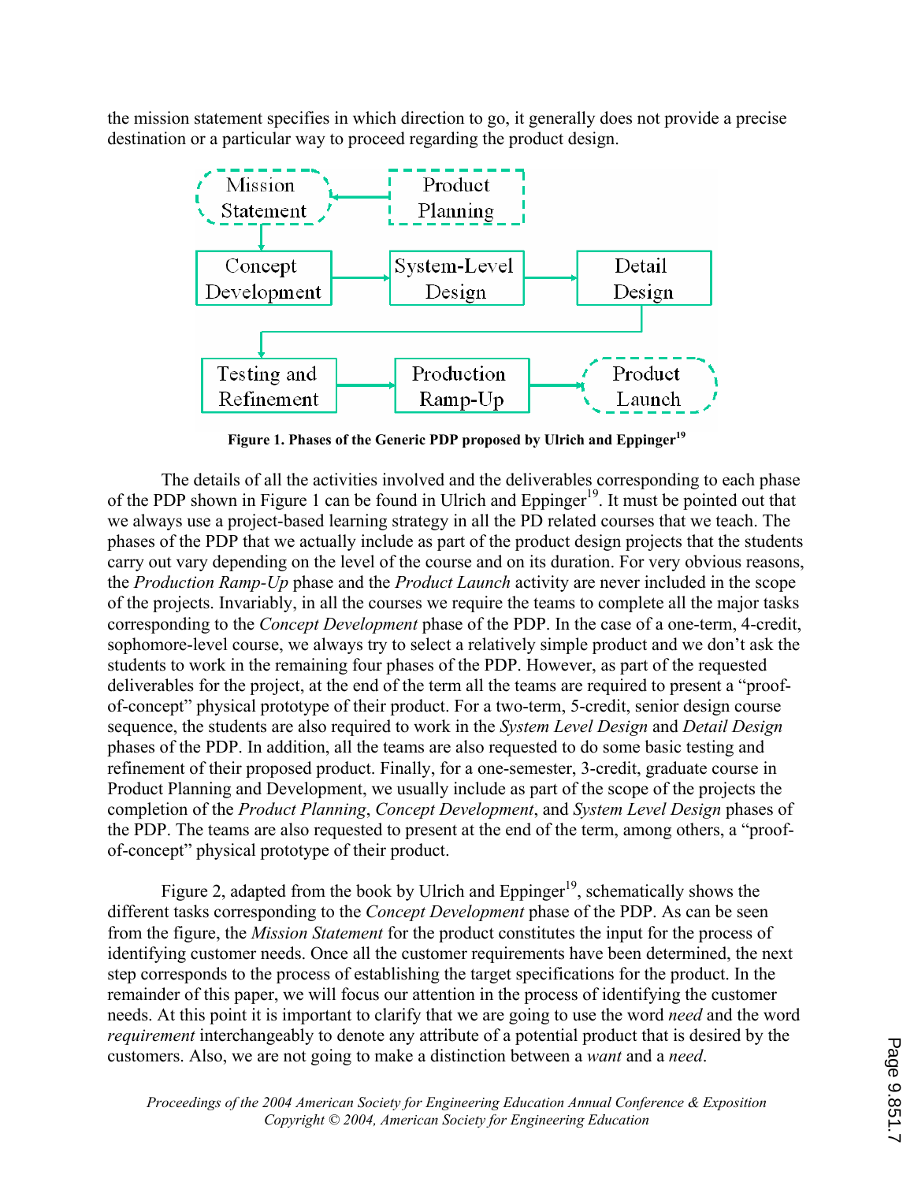the mission statement specifies in which direction to go, it generally does not provide a precise destination or a particular way to proceed regarding the product design.

**Figure 1. Phases of the Generic PDP proposed by Ulrich and Eppinger[19]**

The details of all the activities involved and the deliverables corresponding to each phase of the PDP shown in Figure 1 can be found in Ulrich and Eppinger[19]. It must be pointed out that we always use a project-based learning strategy in all the PD related courses that we teach. The phases of the PDP that we actually include as part of the product design projects that the students carry out vary depending on the level of the course and on its duration. For very obvious reasons, the *Production Ramp-Up* phase and the *Product Launch* activity are never included in the scope of the projects. Invariably, in all the courses we require the teams to complete all the major tasks corresponding to the *Concept Development* phase of the PDP. In the case of a one-term, 4-credit, sophomore-level course, we always try to select a relatively simple product and we don't ask the students to work in the remaining four phases of the PDP. However, as part of the requested deliverables for the project, at the end of the term all the teams are required to present a "proof-of-concept" physical prototype of their product. For a two-term, 5-credit, senior design course sequence, the students are also required to work in the *System Level Design* and *Detail Design* phases of the PDP. In addition, all the teams are also requested to do some basic testing and refinement of their proposed product. Finally, for a one-semester, 3-credit, graduate course in Product Planning and Development, we usually include as part of the scope of the projects the completion of the *Product Planning*, *Concept Development*, and *System Level Design* phases of the PDP. The teams are also requested to present at the end of the term, among others, a "proof-of-concept" physical prototype of their product.

Figure 2, adapted from the book by Ulrich and Eppinger[19], schematically shows the different tasks corresponding to the *Concept Development* phase of the PDP. As can be seen from the figure, the *Mission Statement* for the product constitutes the input for the process of identifying customer needs. Once all the customer requirements have been determined, the next step corresponds to the process of establishing the target specifications for the product. In the remainder of this paper, we will focus our attention in the process of identifying the customer needs. At this point it is important to clarify that we are going to use the word *need* and the word *requirement* interchangeably to denote any attribute of a potential product that is desired by the customers. Also, we are not going to make a distinction between a *want* and a *need*.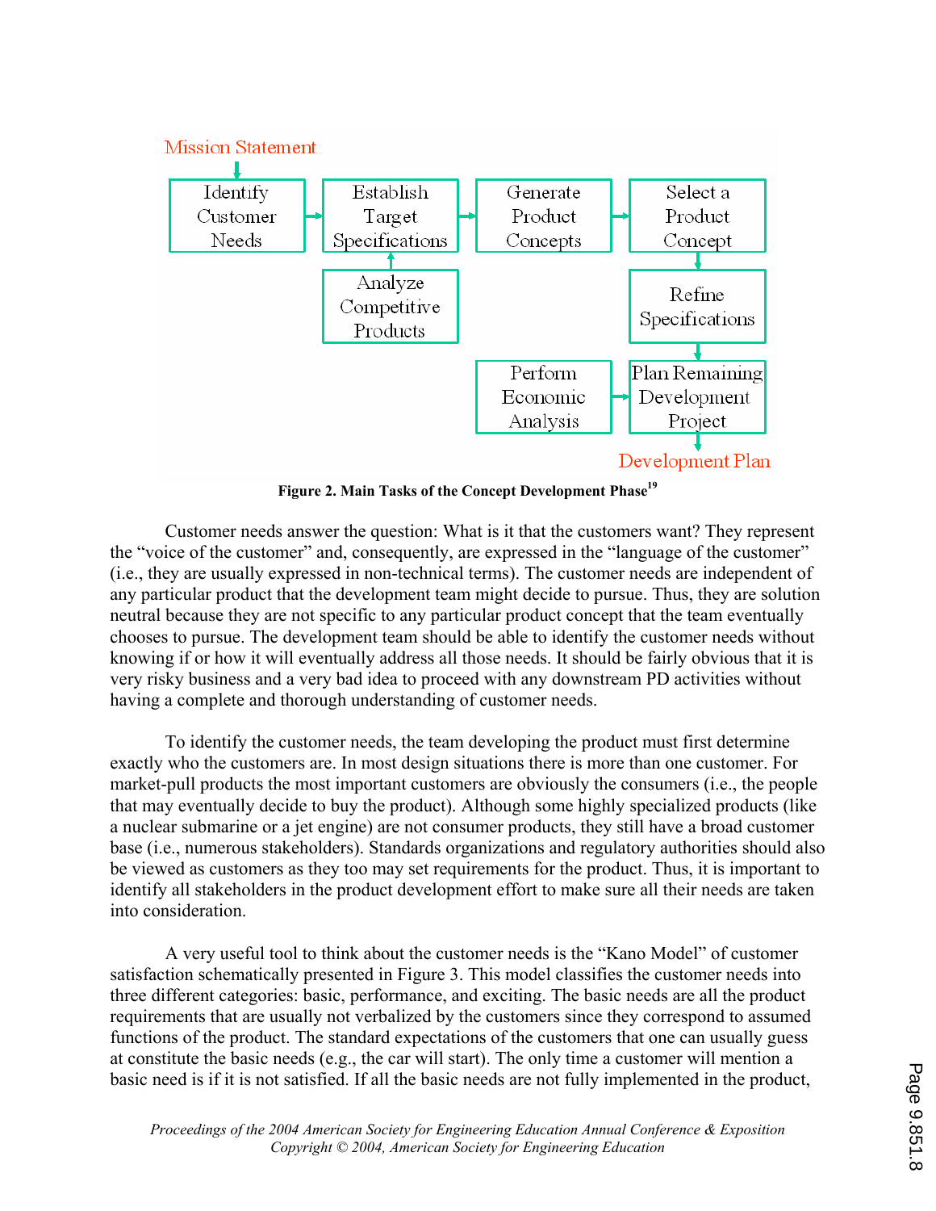Mission Statement

Identify Customer Needs → Establish Target Specifications → Generate Product Concepts → Select a Product Concept → Refine Specifications → Plan Remaining Development Project → Development Plan

Analyze Competitive Products → Establish Target Specifications

Perform Economic Analysis → Plan Remaining Development Project

**Figure 2. Main Tasks of the Concept Development Phase**[19]

Customer needs answer the question: What is it that the customers want? They represent the "voice of the customer" and, consequently, are expressed in the "language of the customer" (i.e., they are usually expressed in non-technical terms). The customer needs are independent of any particular product that the development team might decide to pursue. Thus, they are solution neutral because they are not specific to any particular product concept that the team eventually chooses to pursue. The development team should be able to identify the customer needs without knowing if or how it will eventually address all those needs. It should be fairly obvious that it is very risky business and a very bad idea to proceed with any downstream PD activities without having a complete and thorough understanding of customer needs.

To identify the customer needs, the team developing the product must first determine exactly who the customers are. In most design situations there is more than one customer. For market-pull products the most important customers are obviously the consumers (i.e., the people that may eventually decide to buy the product). Although some highly specialized products (like a nuclear submarine or a jet engine) are not consumer products, they still have a broad customer base (i.e., numerous stakeholders). Standards organizations and regulatory authorities should also be viewed as customers as they too may set requirements for the product. Thus, it is important to identify all stakeholders in the product development effort to make sure all their needs are taken into consideration.

A very useful tool to think about the customer needs is the "Kano Model" of customer satisfaction schematically presented in Figure 3. This model classifies the customer needs into three different categories: basic, performance, and exciting. The basic needs are all the product requirements that are usually not verbalized by the customers since they correspond to assumed functions of the product. The standard expectations of the customers that one can usually guess at constitute the basic needs (e.g., the car will start). The only time a customer will mention a basic need is if it is not satisfied. If all the basic needs are not fully implemented in the product,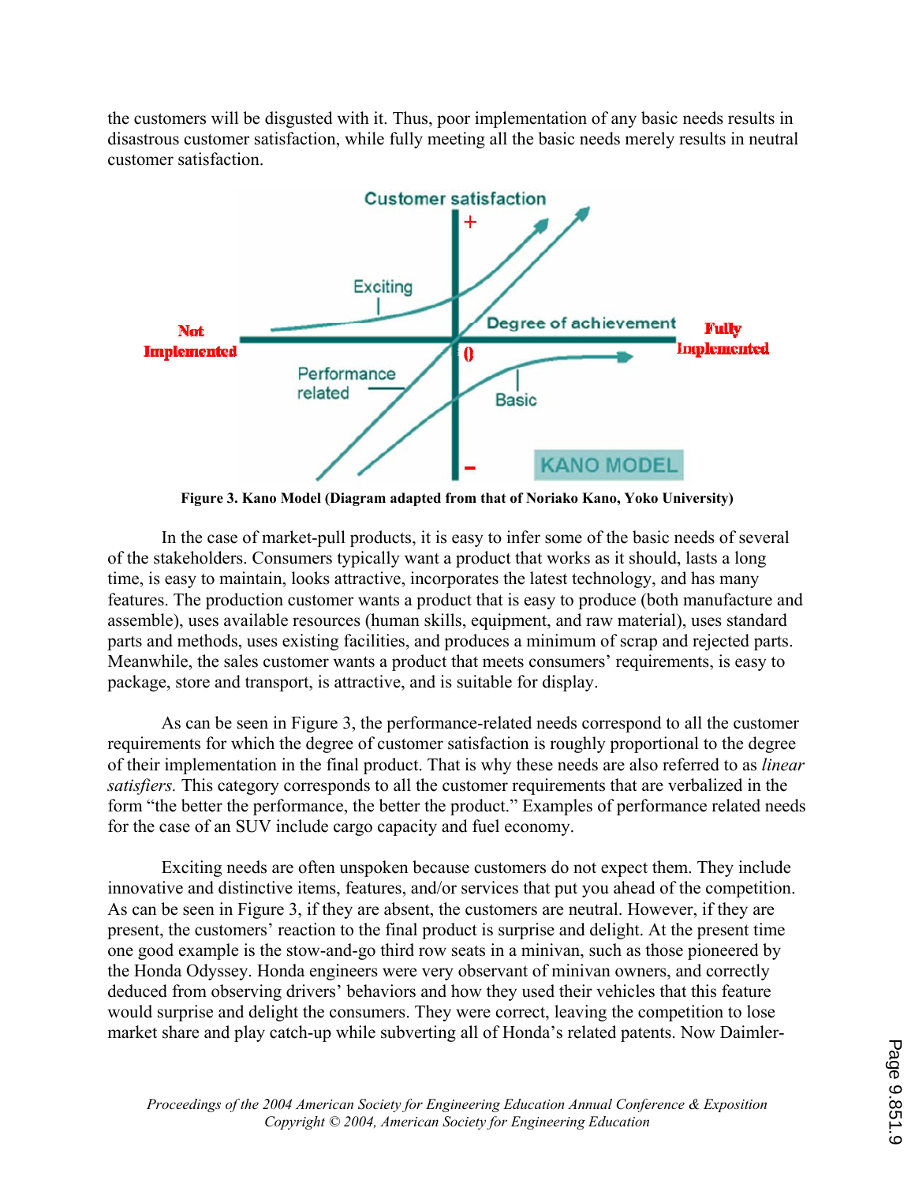the customers will be disgusted with it. Thus, poor implementation of any basic needs results in disastrous customer satisfaction, while fully meeting all the basic needs merely results in neutral customer satisfaction.

**Figure 3. Kano Model (Diagram adapted from that of Noriako Kano, Yoko University)**

In the case of market-pull products, it is easy to infer some of the basic needs of several of the stakeholders. Consumers typically want a product that works as it should, lasts a long time, is easy to maintain, looks attractive, incorporates the latest technology, and has many features. The production customer wants a product that is easy to produce (both manufacture and assemble), uses available resources (human skills, equipment, and raw material), uses standard parts and methods, uses existing facilities, and produces a minimum of scrap and rejected parts. Meanwhile, the sales customer wants a product that meets consumers' requirements, is easy to package, store and transport, is attractive, and is suitable for display.

As can be seen in Figure 3, the performance-related needs correspond to all the customer requirements for which the degree of customer satisfaction is roughly proportional to the degree of their implementation in the final product. That is why these needs are also referred to as *linear satisfiers.* This category corresponds to all the customer requirements that are verbalized in the form "the better the performance, the better the product." Examples of performance related needs for the case of an SUV include cargo capacity and fuel economy.

Exciting needs are often unspoken because customers do not expect them. They include innovative and distinctive items, features, and/or services that put you ahead of the competition. As can be seen in Figure 3, if they are absent, the customers are neutral. However, if they are present, the customers' reaction to the final product is surprise and delight. At the present time one good example is the stow-and-go third row seats in a minivan, such as those pioneered by the Honda Odyssey. Honda engineers were very observant of minivan owners, and correctly deduced from observing drivers' behaviors and how they used their vehicles that this feature would surprise and delight the consumers. They were correct, leaving the competition to lose market share and play catch-up while subverting all of Honda's related patents. Now Daimler-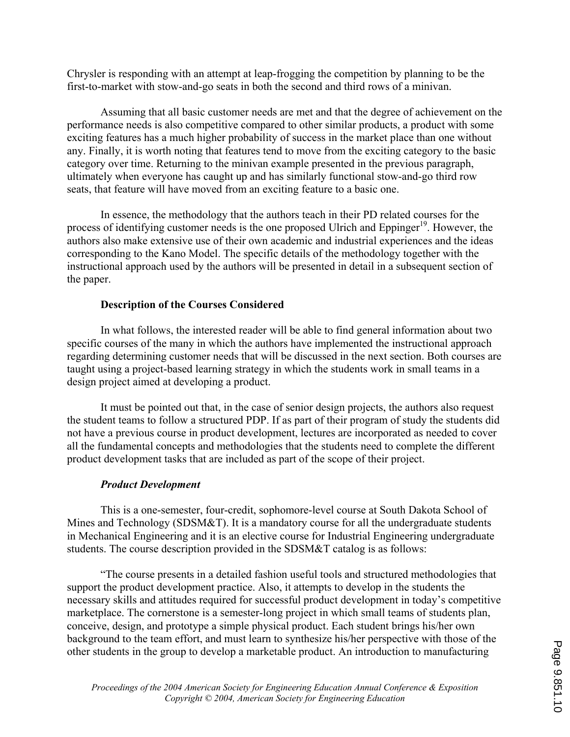Chrysler is responding with an attempt at leap-frogging the competition by planning to be the first-to-market with stow-and-go seats in both the second and third rows of a minivan.

Assuming that all basic customer needs are met and that the degree of achievement on the performance needs is also competitive compared to other similar products, a product with some exciting features has a much higher probability of success in the market place than one without any. Finally, it is worth noting that features tend to move from the exciting category to the basic category over time. Returning to the minivan example presented in the previous paragraph, ultimately when everyone has caught up and has similarly functional stow-and-go third row seats, that feature will have moved from an exciting feature to a basic one.

In essence, the methodology that the authors teach in their PD related courses for the process of identifying customer needs is the one proposed Ulrich and Eppinger[19]. However, the authors also make extensive use of their own academic and industrial experiences and the ideas corresponding to the Kano Model. The specific details of the methodology together with the instructional approach used by the authors will be presented in detail in a subsequent section of the paper.

### Description of the Courses Considered

In what follows, the interested reader will be able to find general information about two specific courses of the many in which the authors have implemented the instructional approach regarding determining customer needs that will be discussed in the next section. Both courses are taught using a project-based learning strategy in which the students work in small teams in a design project aimed at developing a product.

It must be pointed out that, in the case of senior design projects, the authors also request the student teams to follow a structured PDP. If as part of their program of study the students did not have a previous course in product development, lectures are incorporated as needed to cover all the fundamental concepts and methodologies that the students need to complete the different product development tasks that are included as part of the scope of their project.

#### *Product Development*

This is a one-semester, four-credit, sophomore-level course at South Dakota School of Mines and Technology (SDSM&T). It is a mandatory course for all the undergraduate students in Mechanical Engineering and it is an elective course for Industrial Engineering undergraduate students. The course description provided in the SDSM&T catalog is as follows:

"The course presents in a detailed fashion useful tools and structured methodologies that support the product development practice. Also, it attempts to develop in the students the necessary skills and attitudes required for successful product development in today's competitive marketplace. The cornerstone is a semester-long project in which small teams of students plan, conceive, design, and prototype a simple physical product. Each student brings his/her own background to the team effort, and must learn to synthesize his/her perspective with those of the other students in the group to develop a marketable product. An introduction to manufacturing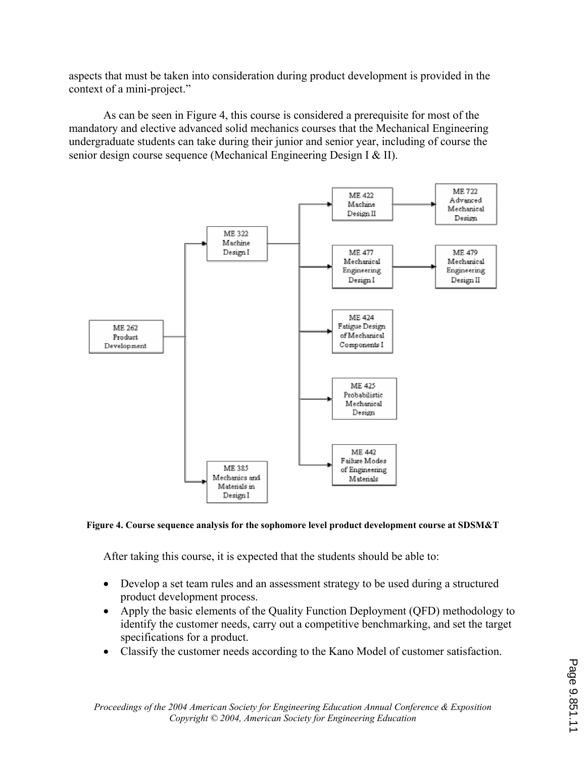aspects that must be taken into consideration during product development is provided in the context of a mini-project."

As can be seen in Figure 4, this course is considered a prerequisite for most of the mandatory and elective advanced solid mechanics courses that the Mechanical Engineering undergraduate students can take during their junior and senior year, including of course the senior design course sequence (Mechanical Engineering Design I & II).

**Figure 4. Course sequence analysis for the sophomore level product development course at SDSM&T**

After taking this course, it is expected that the students should be able to:

- Develop a set team rules and an assessment strategy to be used during a structured product development process.
- Apply the basic elements of the Quality Function Deployment (QFD) methodology to identify the customer needs, carry out a competitive benchmarking, and set the target specifications for a product.
- Classify the customer needs according to the Kano Model of customer satisfaction.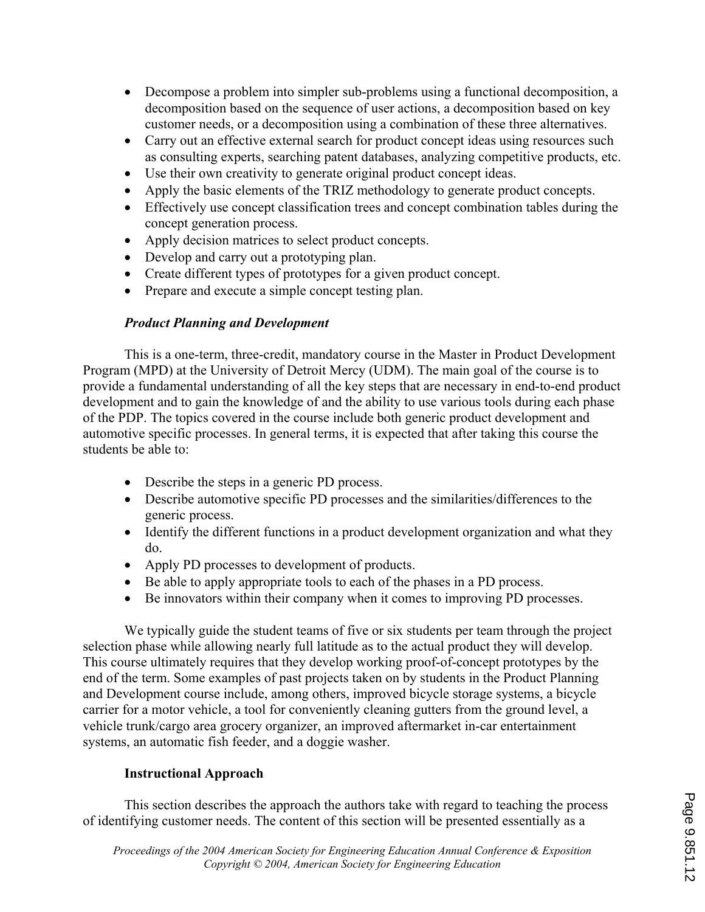- Decompose a problem into simpler sub-problems using a functional decomposition, a decomposition based on the sequence of user actions, a decomposition based on key customer needs, or a decomposition using a combination of these three alternatives.
- Carry out an effective external search for product concept ideas using resources such as consulting experts, searching patent databases, analyzing competitive products, etc.
- Use their own creativity to generate original product concept ideas.
- Apply the basic elements of the TRIZ methodology to generate product concepts.
- Effectively use concept classification trees and concept combination tables during the concept generation process.
- Apply decision matrices to select product concepts.
- Develop and carry out a prototyping plan.
- Create different types of prototypes for a given product concept.
- Prepare and execute a simple concept testing plan.

### *Product Planning and Development*

This is a one-term, three-credit, mandatory course in the Master in Product Development Program (MPD) at the University of Detroit Mercy (UDM). The main goal of the course is to provide a fundamental understanding of all the key steps that are necessary in end-to-end product development and to gain the knowledge of and the ability to use various tools during each phase of the PDP. The topics covered in the course include both generic product development and automotive specific processes. In general terms, it is expected that after taking this course the students be able to:

- Describe the steps in a generic PD process.
- Describe automotive specific PD processes and the similarities/differences to the generic process.
- Identify the different functions in a product development organization and what they do.
- Apply PD processes to development of products.
- Be able to apply appropriate tools to each of the phases in a PD process.
- Be innovators within their company when it comes to improving PD processes.

We typically guide the student teams of five or six students per team through the project selection phase while allowing nearly full latitude as to the actual product they will develop. This course ultimately requires that they develop working proof-of-concept prototypes by the end of the term. Some examples of past projects taken on by students in the Product Planning and Development course include, among others, improved bicycle storage systems, a bicycle carrier for a motor vehicle, a tool for conveniently cleaning gutters from the ground level, a vehicle trunk/cargo area grocery organizer, an improved aftermarket in-car entertainment systems, an automatic fish feeder, and a doggie washer.

## Instructional Approach

This section describes the approach the authors take with regard to teaching the process of identifying customer needs. The content of this section will be presented essentially as a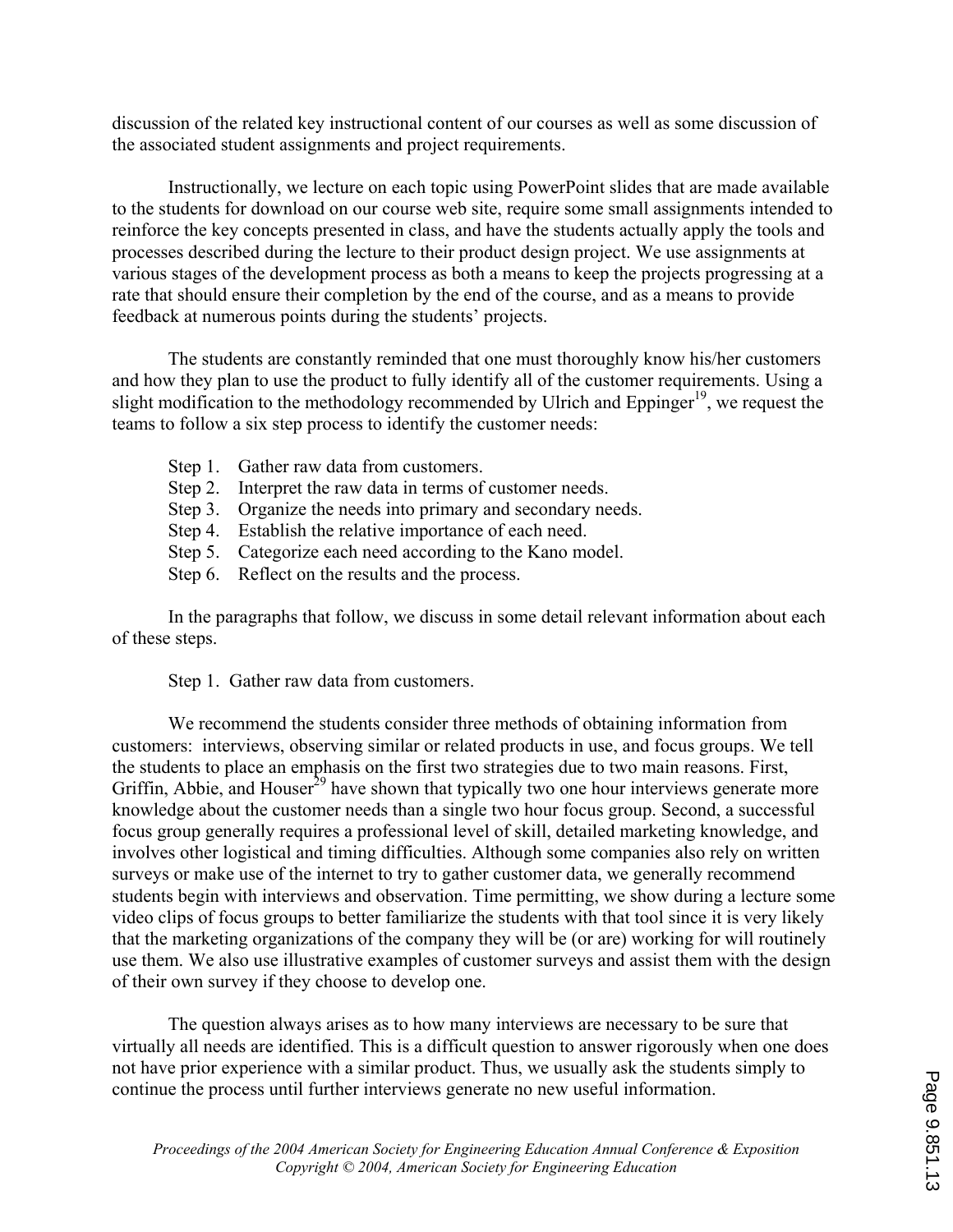discussion of the related key instructional content of our courses as well as some discussion of the associated student assignments and project requirements.

Instructionally, we lecture on each topic using PowerPoint slides that are made available to the students for download on our course web site, require some small assignments intended to reinforce the key concepts presented in class, and have the students actually apply the tools and processes described during the lecture to their product design project. We use assignments at various stages of the development process as both a means to keep the projects progressing at a rate that should ensure their completion by the end of the course, and as a means to provide feedback at numerous points during the students' projects.

The students are constantly reminded that one must thoroughly know his/her customers and how they plan to use the product to fully identify all of the customer requirements. Using a slight modification to the methodology recommended by Ulrich and Eppinger[19], we request the teams to follow a six step process to identify the customer needs:

- Step 1. Gather raw data from customers.
- Step 2. Interpret the raw data in terms of customer needs.
- Step 3. Organize the needs into primary and secondary needs.
- Step 4. Establish the relative importance of each need.
- Step 5. Categorize each need according to the Kano model.
- Step 6. Reflect on the results and the process.

In the paragraphs that follow, we discuss in some detail relevant information about each of these steps.

Step 1. Gather raw data from customers.

We recommend the students consider three methods of obtaining information from customers: interviews, observing similar or related products in use, and focus groups. We tell the students to place an emphasis on the first two strategies due to two main reasons. First, Griffin, Abbie, and Houser[29] have shown that typically two one hour interviews generate more knowledge about the customer needs than a single two hour focus group. Second, a successful focus group generally requires a professional level of skill, detailed marketing knowledge, and involves other logistical and timing difficulties. Although some companies also rely on written surveys or make use of the internet to try to gather customer data, we generally recommend students begin with interviews and observation. Time permitting, we show during a lecture some video clips of focus groups to better familiarize the students with that tool since it is very likely that the marketing organizations of the company they will be (or are) working for will routinely use them. We also use illustrative examples of customer surveys and assist them with the design of their own survey if they choose to develop one.

The question always arises as to how many interviews are necessary to be sure that virtually all needs are identified. This is a difficult question to answer rigorously when one does not have prior experience with a similar product. Thus, we usually ask the students simply to continue the process until further interviews generate no new useful information.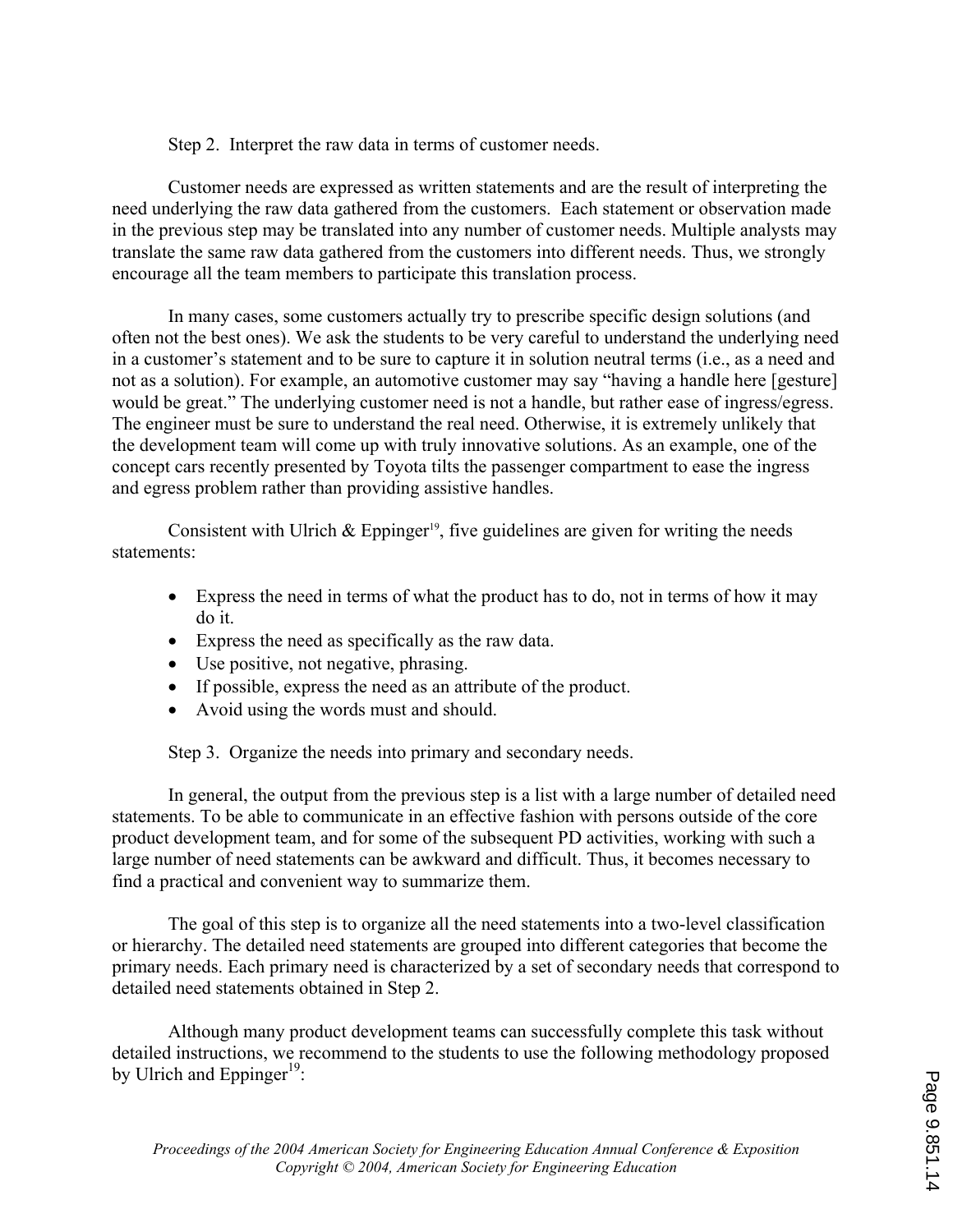Step 2. Interpret the raw data in terms of customer needs.

Customer needs are expressed as written statements and are the result of interpreting the need underlying the raw data gathered from the customers. Each statement or observation made in the previous step may be translated into any number of customer needs. Multiple analysts may translate the same raw data gathered from the customers into different needs. Thus, we strongly encourage all the team members to participate this translation process.

In many cases, some customers actually try to prescribe specific design solutions (and often not the best ones). We ask the students to be very careful to understand the underlying need in a customer's statement and to be sure to capture it in solution neutral terms (i.e., as a need and not as a solution). For example, an automotive customer may say "having a handle here [gesture] would be great." The underlying customer need is not a handle, but rather ease of ingress/egress. The engineer must be sure to understand the real need. Otherwise, it is extremely unlikely that the development team will come up with truly innovative solutions. As an example, one of the concept cars recently presented by Toyota tilts the passenger compartment to ease the ingress and egress problem rather than providing assistive handles.

Consistent with Ulrich & Eppinger[19], five guidelines are given for writing the needs statements:

- Express the need in terms of what the product has to do, not in terms of how it may do it.
- Express the need as specifically as the raw data.
- Use positive, not negative, phrasing.
- If possible, express the need as an attribute of the product.
- Avoid using the words must and should.

Step 3. Organize the needs into primary and secondary needs.

In general, the output from the previous step is a list with a large number of detailed need statements. To be able to communicate in an effective fashion with persons outside of the core product development team, and for some of the subsequent PD activities, working with such a large number of need statements can be awkward and difficult. Thus, it becomes necessary to find a practical and convenient way to summarize them.

The goal of this step is to organize all the need statements into a two-level classification or hierarchy. The detailed need statements are grouped into different categories that become the primary needs. Each primary need is characterized by a set of secondary needs that correspond to detailed need statements obtained in Step 2.

Although many product development teams can successfully complete this task without detailed instructions, we recommend to the students to use the following methodology proposed by Ulrich and Eppinger[19]: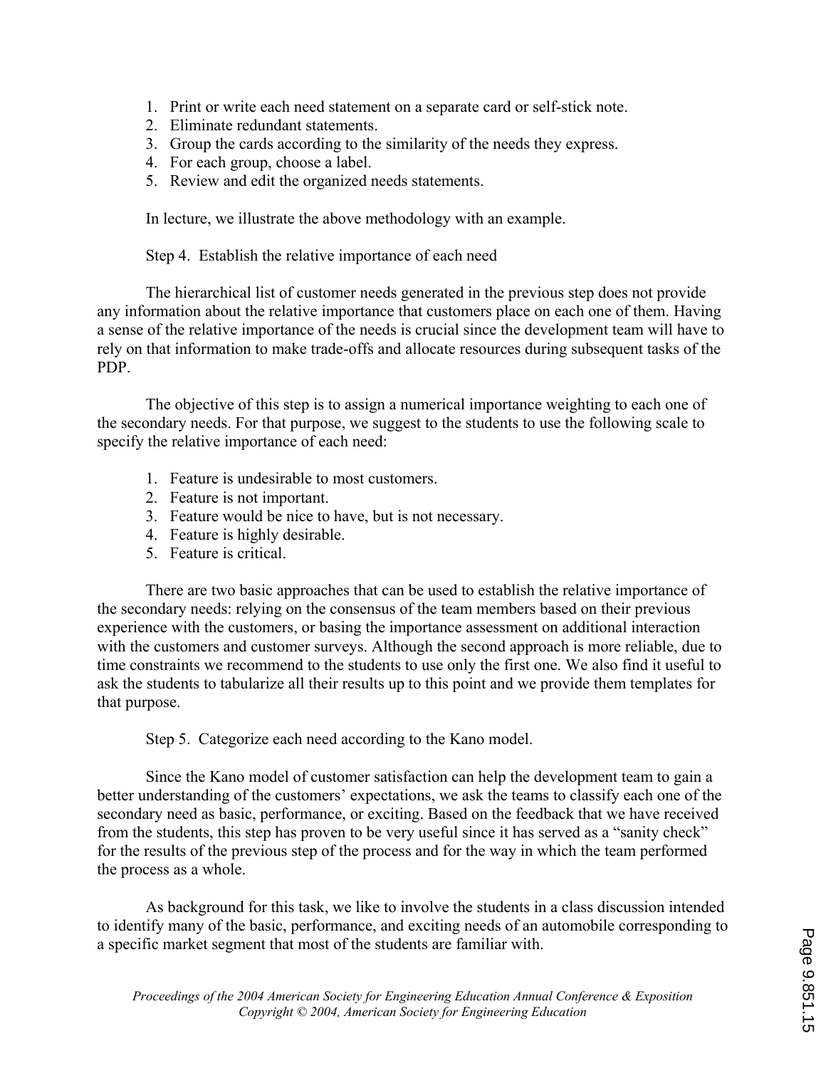1. Print or write each need statement on a separate card or self-stick note.
2. Eliminate redundant statements.
3. Group the cards according to the similarity of the needs they express.
4. For each group, choose a label.
5. Review and edit the organized needs statements.

In lecture, we illustrate the above methodology with an example.

Step 4. Establish the relative importance of each need

The hierarchical list of customer needs generated in the previous step does not provide any information about the relative importance that customers place on each one of them. Having a sense of the relative importance of the needs is crucial since the development team will have to rely on that information to make trade-offs and allocate resources during subsequent tasks of the PDP.

The objective of this step is to assign a numerical importance weighting to each one of the secondary needs. For that purpose, we suggest to the students to use the following scale to specify the relative importance of each need:

1. Feature is undesirable to most customers.
2. Feature is not important.
3. Feature would be nice to have, but is not necessary.
4. Feature is highly desirable.
5. Feature is critical.

There are two basic approaches that can be used to establish the relative importance of the secondary needs: relying on the consensus of the team members based on their previous experience with the customers, or basing the importance assessment on additional interaction with the customers and customer surveys. Although the second approach is more reliable, due to time constraints we recommend to the students to use only the first one. We also find it useful to ask the students to tabularize all their results up to this point and we provide them templates for that purpose.

Step 5. Categorize each need according to the Kano model.

Since the Kano model of customer satisfaction can help the development team to gain a better understanding of the customers' expectations, we ask the teams to classify each one of the secondary need as basic, performance, or exciting. Based on the feedback that we have received from the students, this step has proven to be very useful since it has served as a "sanity check" for the results of the previous step of the process and for the way in which the team performed the process as a whole.

As background for this task, we like to involve the students in a class discussion intended to identify many of the basic, performance, and exciting needs of an automobile corresponding to a specific market segment that most of the students are familiar with.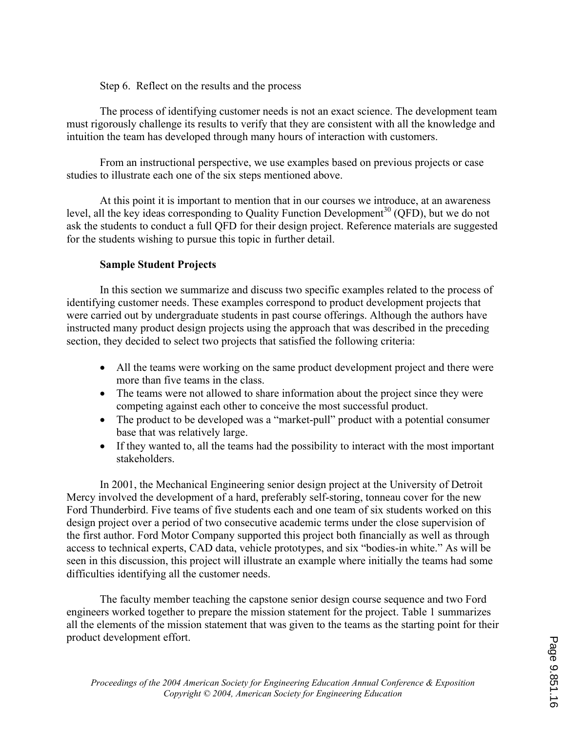Step 6. Reflect on the results and the process

The process of identifying customer needs is not an exact science. The development team must rigorously challenge its results to verify that they are consistent with all the knowledge and intuition the team has developed through many hours of interaction with customers.

From an instructional perspective, we use examples based on previous projects or case studies to illustrate each one of the six steps mentioned above.

At this point it is important to mention that in our courses we introduce, at an awareness level, all the key ideas corresponding to Quality Function Development[30] (QFD), but we do not ask the students to conduct a full QFD for their design project. Reference materials are suggested for the students wishing to pursue this topic in further detail.

**Sample Student Projects**

In this section we summarize and discuss two specific examples related to the process of identifying customer needs. These examples correspond to product development projects that were carried out by undergraduate students in past course offerings. Although the authors have instructed many product design projects using the approach that was described in the preceding section, they decided to select two projects that satisfied the following criteria:

- All the teams were working on the same product development project and there were more than five teams in the class.
- The teams were not allowed to share information about the project since they were competing against each other to conceive the most successful product.
- The product to be developed was a "market-pull" product with a potential consumer base that was relatively large.
- If they wanted to, all the teams had the possibility to interact with the most important stakeholders.

In 2001, the Mechanical Engineering senior design project at the University of Detroit Mercy involved the development of a hard, preferably self-storing, tonneau cover for the new Ford Thunderbird. Five teams of five students each and one team of six students worked on this design project over a period of two consecutive academic terms under the close supervision of the first author. Ford Motor Company supported this project both financially as well as through access to technical experts, CAD data, vehicle prototypes, and six "bodies-in white." As will be seen in this discussion, this project will illustrate an example where initially the teams had some difficulties identifying all the customer needs.

The faculty member teaching the capstone senior design course sequence and two Ford engineers worked together to prepare the mission statement for the project. Table 1 summarizes all the elements of the mission statement that was given to the teams as the starting point for their product development effort.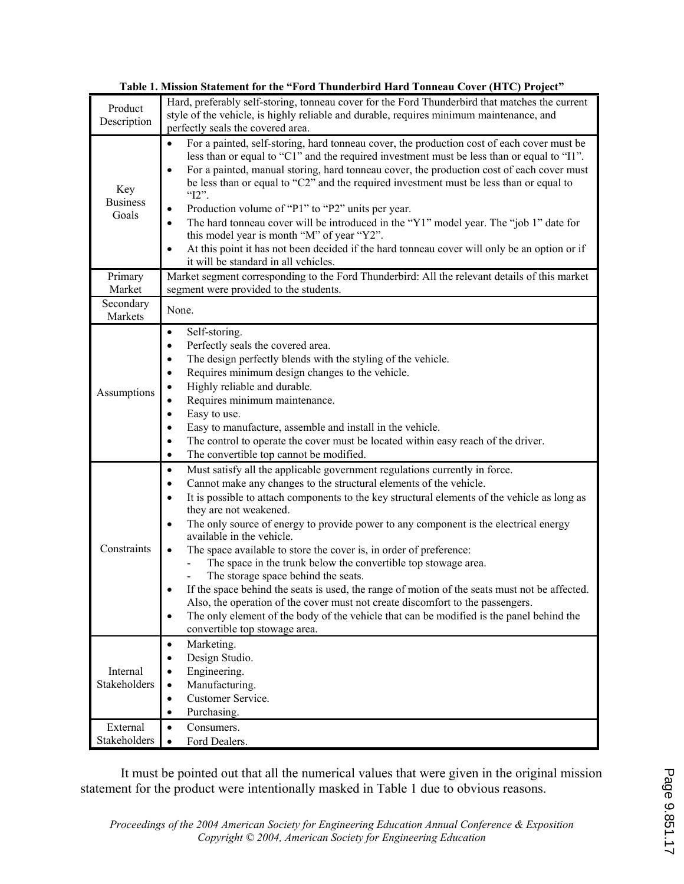**Table 1. Mission Statement for the "Ford Thunderbird Hard Tonneau Cover (HTC) Project"**

| | |
|---|---|
| Product Description | Hard, preferably self-storing, tonneau cover for the Ford Thunderbird that matches the current style of the vehicle, is highly reliable and durable, requires minimum maintenance, and perfectly seals the covered area. |
| Key Business Goals | • For a painted, self-storing, hard tonneau cover, the production cost of each cover must be less than or equal to "C1" and the required investment must be less than or equal to "I1".<br>• For a painted, manual storing, hard tonneau cover, the production cost of each cover must be less than or equal to "C2" and the required investment must be less than or equal to "I2".<br>• Production volume of "P1" to "P2" units per year.<br>• The hard tonneau cover will be introduced in the "Y1" model year. The "job 1" date for this model year is month "M" of year "Y2".<br>• At this point it has not been decided if the hard tonneau cover will only be an option or if it will be standard in all vehicles. |
| Primary Market | Market segment corresponding to the Ford Thunderbird: All the relevant details of this market segment were provided to the students. |
| Secondary Markets | None. |
| Assumptions | • Self-storing.<br>• Perfectly seals the covered area.<br>• The design perfectly blends with the styling of the vehicle.<br>• Requires minimum design changes to the vehicle.<br>• Highly reliable and durable.<br>• Requires minimum maintenance.<br>• Easy to use.<br>• Easy to manufacture, assemble and install in the vehicle.<br>• The control to operate the cover must be located within easy reach of the driver.<br>• The convertible top cannot be modified. |
| Constraints | • Must satisfy all the applicable government regulations currently in force.<br>• Cannot make any changes to the structural elements of the vehicle.<br>• It is possible to attach components to the key structural elements of the vehicle as long as they are not weakened.<br>• The only source of energy to provide power to any component is the electrical energy available in the vehicle.<br>• The space available to store the cover is, in order of preference:<br>&nbsp;&nbsp;- The space in the trunk below the convertible top stowage area.<br>&nbsp;&nbsp;- The storage space behind the seats.<br>• If the space behind the seats is used, the range of motion of the seats must not be affected. Also, the operation of the cover must not create discomfort to the passengers.<br>• The only element of the body of the vehicle that can be modified is the panel behind the convertible top stowage area. |
| Internal Stakeholders | • Marketing.<br>• Design Studio.<br>• Engineering.<br>• Manufacturing.<br>• Customer Service.<br>• Purchasing. |
| External Stakeholders | • Consumers.<br>• Ford Dealers. |

It must be pointed out that all the numerical values that were given in the original mission statement for the product were intentionally masked in Table 1 due to obvious reasons.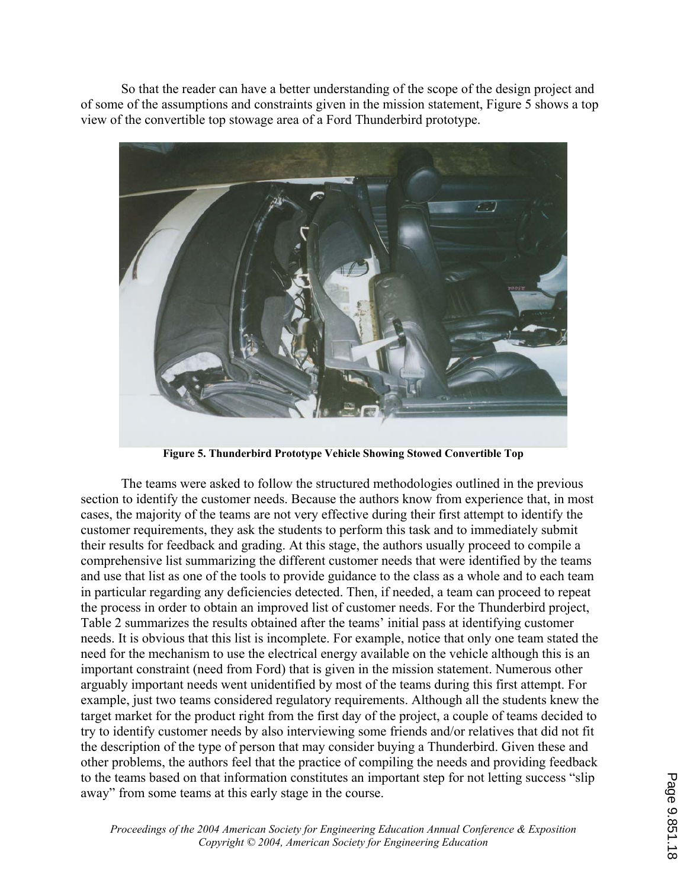So that the reader can have a better understanding of the scope of the design project and of some of the assumptions and constraints given in the mission statement, Figure 5 shows a top view of the convertible top stowage area of a Ford Thunderbird prototype.

**Figure 5. Thunderbird Prototype Vehicle Showing Stowed Convertible Top**

The teams were asked to follow the structured methodologies outlined in the previous section to identify the customer needs. Because the authors know from experience that, in most cases, the majority of the teams are not very effective during their first attempt to identify the customer requirements, they ask the students to perform this task and to immediately submit their results for feedback and grading. At this stage, the authors usually proceed to compile a comprehensive list summarizing the different customer needs that were identified by the teams and use that list as one of the tools to provide guidance to the class as a whole and to each team in particular regarding any deficiencies detected. Then, if needed, a team can proceed to repeat the process in order to obtain an improved list of customer needs. For the Thunderbird project, Table 2 summarizes the results obtained after the teams' initial pass at identifying customer needs. It is obvious that this list is incomplete. For example, notice that only one team stated the need for the mechanism to use the electrical energy available on the vehicle although this is an important constraint (need from Ford) that is given in the mission statement. Numerous other arguably important needs went unidentified by most of the teams during this first attempt. For example, just two teams considered regulatory requirements. Although all the students knew the target market for the product right from the first day of the project, a couple of teams decided to try to identify customer needs by also interviewing some friends and/or relatives that did not fit the description of the type of person that may consider buying a Thunderbird. Given these and other problems, the authors feel that the practice of compiling the needs and providing feedback to the teams based on that information constitutes an important step for not letting success "slip away" from some teams at this early stage in the course.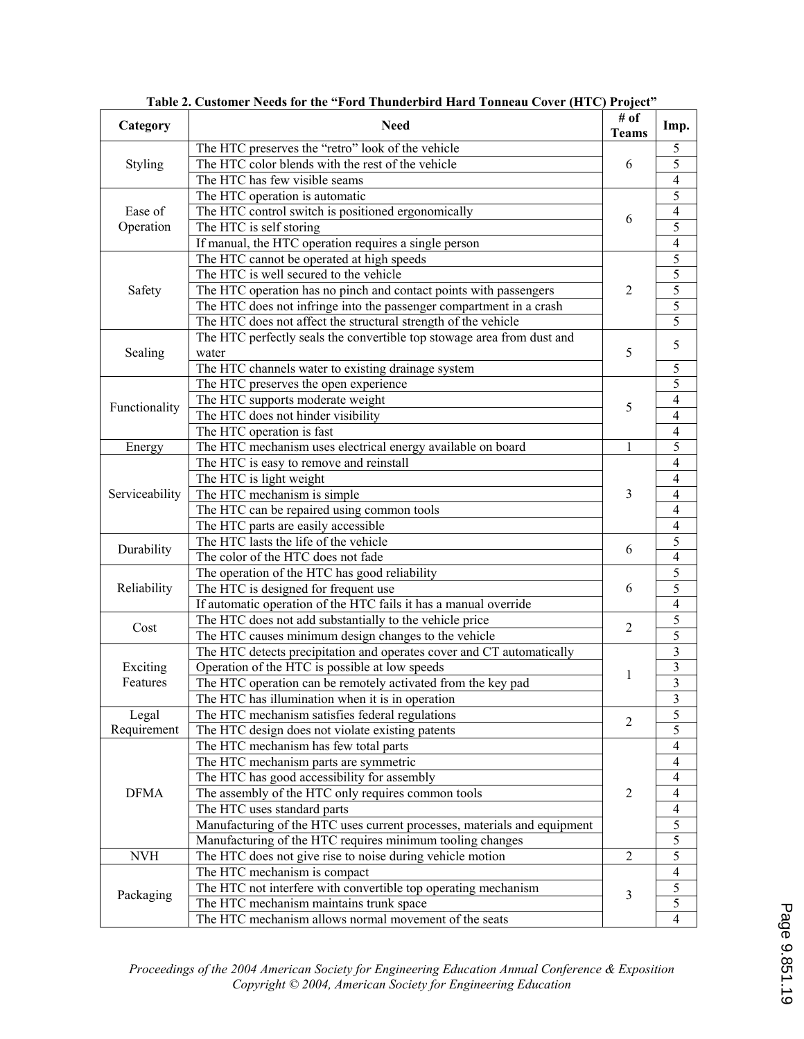**Table 2. Customer Needs for the "Ford Thunderbird Hard Tonneau Cover (HTC) Project"**

| Category | Need | # of Teams | Imp. |
|---|---|---|---|
| Styling | The HTC preserves the "retro" look of the vehicle | 6 | 5 |
| | The HTC color blends with the rest of the vehicle | | 5 |
| | The HTC has few visible seams | | 4 |
| Ease of Operation | The HTC operation is automatic | 6 | 5 |
| | The HTC control switch is positioned ergonomically | | 4 |
| | The HTC is self storing | | 5 |
| | If manual, the HTC operation requires a single person | | 4 |
| Safety | The HTC cannot be operated at high speeds | 2 | 5 |
| | The HTC is well secured to the vehicle | | 5 |
| | The HTC operation has no pinch and contact points with passengers | | 5 |
| | The HTC does not infringe into the passenger compartment in a crash | | 5 |
| | The HTC does not affect the structural strength of the vehicle | | 5 |
| Sealing | The HTC perfectly seals the convertible top stowage area from dust and water | 5 | 5 |
| | The HTC channels water to existing drainage system | | 5 |
| Functionality | The HTC preserves the open experience | 5 | 5 |
| | The HTC supports moderate weight | | 4 |
| | The HTC does not hinder visibility | | 4 |
| | The HTC operation is fast | | 4 |
| Energy | The HTC mechanism uses electrical energy available on board | 1 | 5 |
| Serviceability | The HTC is easy to remove and reinstall | 3 | 4 |
| | The HTC is light weight | | 4 |
| | The HTC mechanism is simple | | 4 |
| | The HTC can be repaired using common tools | | 4 |
| | The HTC parts are easily accessible | | 4 |
| Durability | The HTC lasts the life of the vehicle | 6 | 5 |
| | The color of the HTC does not fade | | 4 |
| Reliability | The operation of the HTC has good reliability | 6 | 5 |
| | The HTC is designed for frequent use | | 5 |
| | If automatic operation of the HTC fails it has a manual override | | 4 |
| Cost | The HTC does not add substantially to the vehicle price | 2 | 5 |
| | The HTC causes minimum design changes to the vehicle | | 5 |
| Exciting Features | The HTC detects precipitation and operates cover and CT automatically | 1 | 3 |
| | Operation of the HTC is possible at low speeds | | 3 |
| | The HTC operation can be remotely activated from the key pad | | 3 |
| | The HTC has illumination when it is in operation | | 3 |
| Legal Requirement | The HTC mechanism satisfies federal regulations | 2 | 5 |
| | The HTC design does not violate existing patents | | 5 |
| DFMA | The HTC mechanism has few total parts | 2 | 4 |
| | The HTC mechanism parts are symmetric | | 4 |
| | The HTC has good accessibility for assembly | | 4 |
| | The assembly of the HTC only requires common tools | | 4 |
| | The HTC uses standard parts | | 4 |
| | Manufacturing of the HTC uses current processes, materials and equipment | | 5 |
| | Manufacturing of the HTC requires minimum tooling changes | | 5 |
| NVH | The HTC does not give rise to noise during vehicle motion | 2 | 5 |
| Packaging | The HTC mechanism is compact | 3 | 4 |
| | The HTC not interfere with convertible top operating mechanism | | 5 |
| | The HTC mechanism maintains trunk space | | 5 |
| | The HTC mechanism allows normal movement of the seats | | 4 |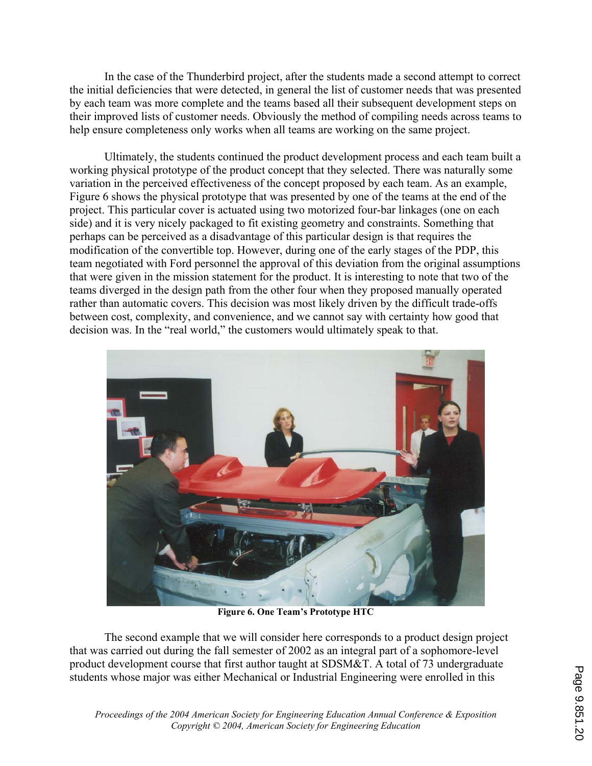In the case of the Thunderbird project, after the students made a second attempt to correct the initial deficiencies that were detected, in general the list of customer needs that was presented by each team was more complete and the teams based all their subsequent development steps on their improved lists of customer needs. Obviously the method of compiling needs across teams to help ensure completeness only works when all teams are working on the same project.

Ultimately, the students continued the product development process and each team built a working physical prototype of the product concept that they selected. There was naturally some variation in the perceived effectiveness of the concept proposed by each team. As an example, Figure 6 shows the physical prototype that was presented by one of the teams at the end of the project. This particular cover is actuated using two motorized four-bar linkages (one on each side) and it is very nicely packaged to fit existing geometry and constraints. Something that perhaps can be perceived as a disadvantage of this particular design is that requires the modification of the convertible top. However, during one of the early stages of the PDP, this team negotiated with Ford personnel the approval of this deviation from the original assumptions that were given in the mission statement for the product. It is interesting to note that two of the teams diverged in the design path from the other four when they proposed manually operated rather than automatic covers. This decision was most likely driven by the difficult trade-offs between cost, complexity, and convenience, and we cannot say with certainty how good that decision was. In the "real world," the customers would ultimately speak to that.

**Figure 6. One Team's Prototype HTC**

The second example that we will consider here corresponds to a product design project that was carried out during the fall semester of 2002 as an integral part of a sophomore-level product development course that first author taught at SDSM&T. A total of 73 undergraduate students whose major was either Mechanical or Industrial Engineering were enrolled in this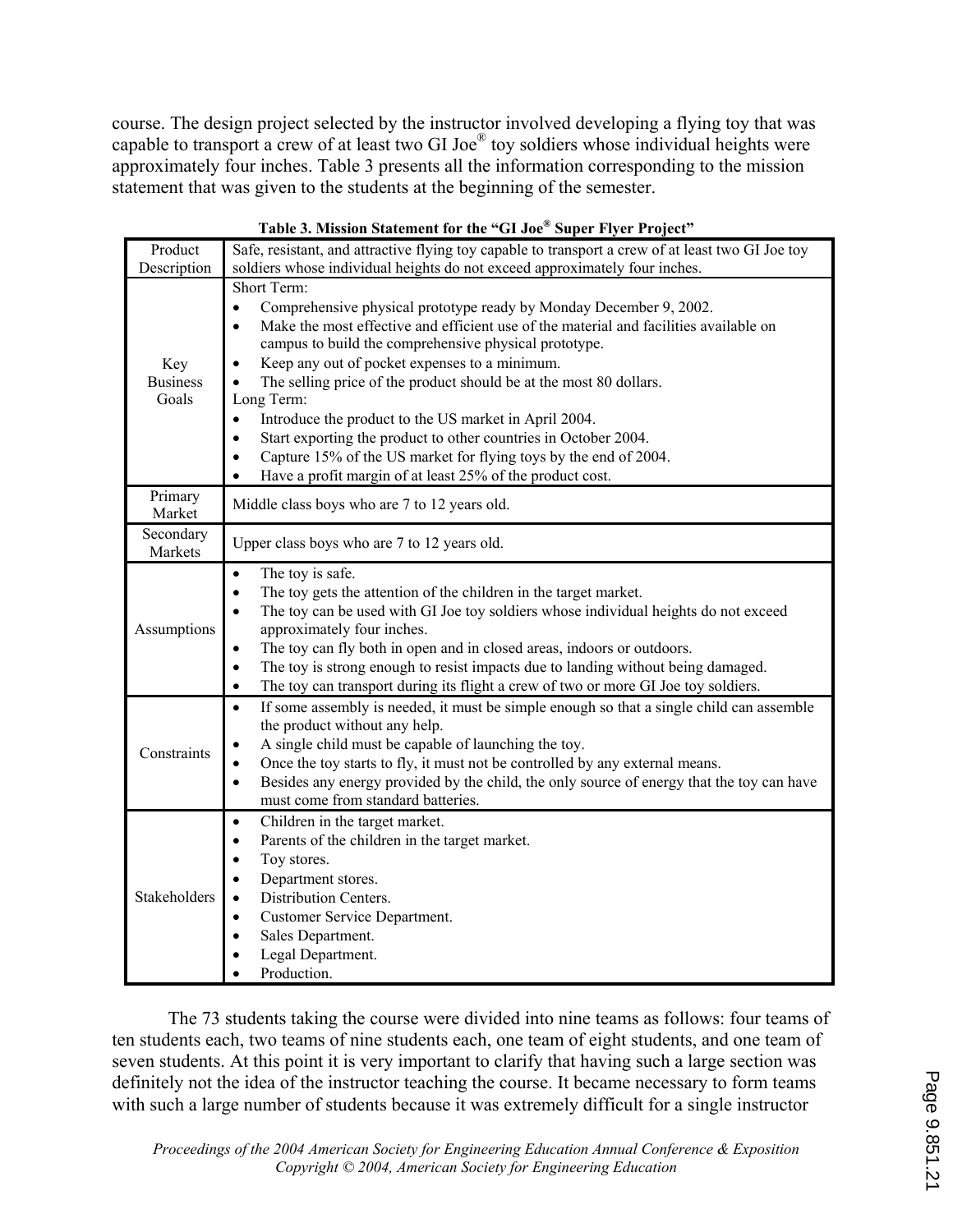course. The design project selected by the instructor involved developing a flying toy that was capable to transport a crew of at least two GI Joe® toy soldiers whose individual heights were approximately four inches. Table 3 presents all the information corresponding to the mission statement that was given to the students at the beginning of the semester.

**Table 3. Mission Statement for the "GI Joe® Super Flyer Project"**

| | |
|---|---|
| Product Description | Safe, resistant, and attractive flying toy capable to transport a crew of at least two GI Joe toy soldiers whose individual heights do not exceed approximately four inches. |
| Key Business Goals | Short Term:<br>• Comprehensive physical prototype ready by Monday December 9, 2002.<br>• Make the most effective and efficient use of the material and facilities available on campus to build the comprehensive physical prototype.<br>• Keep any out of pocket expenses to a minimum.<br>• The selling price of the product should be at the most 80 dollars.<br>Long Term:<br>• Introduce the product to the US market in April 2004.<br>• Start exporting the product to other countries in October 2004.<br>• Capture 15% of the US market for flying toys by the end of 2004.<br>• Have a profit margin of at least 25% of the product cost. |
| Primary Market | Middle class boys who are 7 to 12 years old. |
| Secondary Markets | Upper class boys who are 7 to 12 years old. |
| Assumptions | • The toy is safe.<br>• The toy gets the attention of the children in the target market.<br>• The toy can be used with GI Joe toy soldiers whose individual heights do not exceed approximately four inches.<br>• The toy can fly both in open and in closed areas, indoors or outdoors.<br>• The toy is strong enough to resist impacts due to landing without being damaged.<br>• The toy can transport during its flight a crew of two or more GI Joe toy soldiers. |
| Constraints | • If some assembly is needed, it must be simple enough so that a single child can assemble the product without any help.<br>• A single child must be capable of launching the toy.<br>• Once the toy starts to fly, it must not be controlled by any external means.<br>• Besides any energy provided by the child, the only source of energy that the toy can have must come from standard batteries. |
| Stakeholders | • Children in the target market.<br>• Parents of the children in the target market.<br>• Toy stores.<br>• Department stores.<br>• Distribution Centers.<br>• Customer Service Department.<br>• Sales Department.<br>• Legal Department.<br>• Production. |

The 73 students taking the course were divided into nine teams as follows: four teams of ten students each, two teams of nine students each, one team of eight students, and one team of seven students. At this point it is very important to clarify that having such a large section was definitely not the idea of the instructor teaching the course. It became necessary to form teams with such a large number of students because it was extremely difficult for a single instructor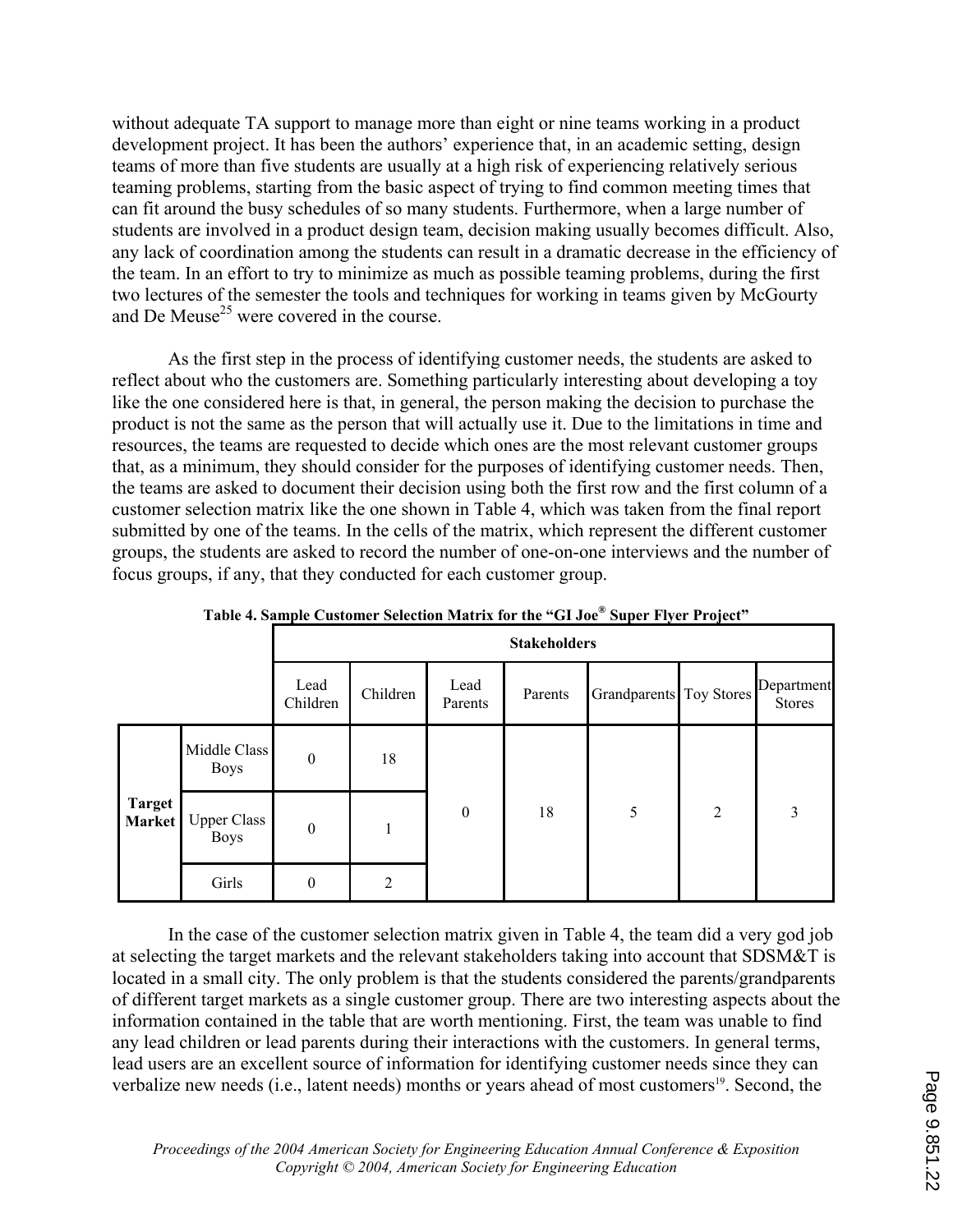without adequate TA support to manage more than eight or nine teams working in a product development project. It has been the authors' experience that, in an academic setting, design teams of more than five students are usually at a high risk of experiencing relatively serious teaming problems, starting from the basic aspect of trying to find common meeting times that can fit around the busy schedules of so many students. Furthermore, when a large number of students are involved in a product design team, decision making usually becomes difficult. Also, any lack of coordination among the students can result in a dramatic decrease in the efficiency of the team. In an effort to try to minimize as much as possible teaming problems, during the first two lectures of the semester the tools and techniques for working in teams given by McGourty and De Meuse[25] were covered in the course.

As the first step in the process of identifying customer needs, the students are asked to reflect about who the customers are. Something particularly interesting about developing a toy like the one considered here is that, in general, the person making the decision to purchase the product is not the same as the person that will actually use it. Due to the limitations in time and resources, the teams are requested to decide which ones are the most relevant customer groups that, as a minimum, they should consider for the purposes of identifying customer needs. Then, the teams are asked to document their decision using both the first row and the first column of a customer selection matrix like the one shown in Table 4, which was taken from the final report submitted by one of the teams. In the cells of the matrix, which represent the different customer groups, the students are asked to record the number of one-on-one interviews and the number of focus groups, if any, that they conducted for each customer group.

**Table 4. Sample Customer Selection Matrix for the "GI Joe® Super Flyer Project"**

| | | Stakeholders | | | | | | |
|---|---|---|---|---|---|---|---|---|
| | | Lead Children | Children | Lead Parents | Parents | Grandparents | Toy Stores | Department Stores |
| Target Market | Middle Class Boys | 0 | 18 | 0 | 18 | 5 | 2 | 3 |
| | Upper Class Boys | 0 | 1 | | | | | |
| | Girls | 0 | 2 | | | | | |

In the case of the customer selection matrix given in Table 4, the team did a very god job at selecting the target markets and the relevant stakeholders taking into account that SDSM&T is located in a small city. The only problem is that the students considered the parents/grandparents of different target markets as a single customer group. There are two interesting aspects about the information contained in the table that are worth mentioning. First, the team was unable to find any lead children or lead parents during their interactions with the customers. In general terms, lead users are an excellent source of information for identifying customer needs since they can verbalize new needs (i.e., latent needs) months or years ahead of most customers[19]. Second, the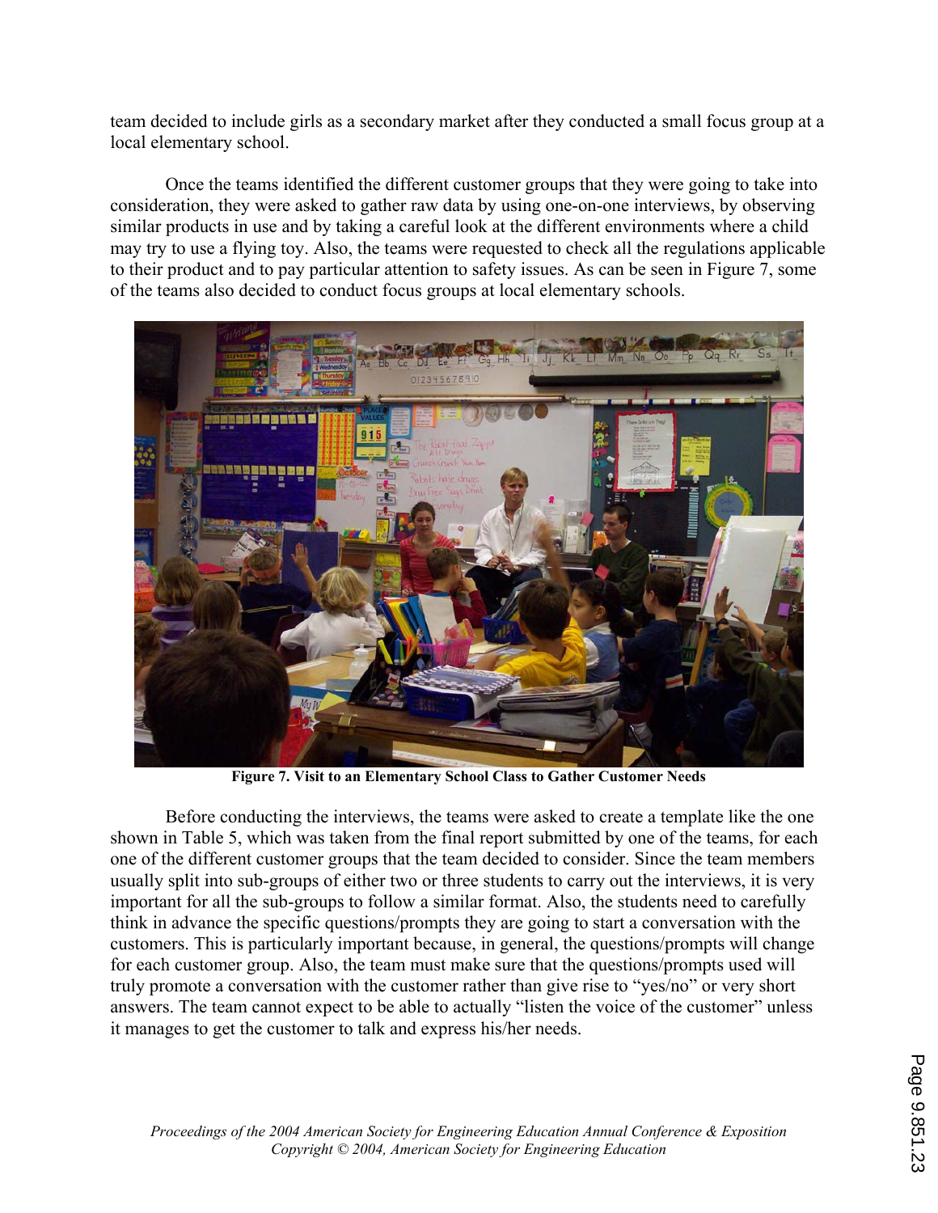team decided to include girls as a secondary market after they conducted a small focus group at a local elementary school.

Once the teams identified the different customer groups that they were going to take into consideration, they were asked to gather raw data by using one-on-one interviews, by observing similar products in use and by taking a careful look at the different environments where a child may try to use a flying toy. Also, the teams were requested to check all the regulations applicable to their product and to pay particular attention to safety issues. As can be seen in Figure 7, some of the teams also decided to conduct focus groups at local elementary schools.

**Figure 7. Visit to an Elementary School Class to Gather Customer Needs**

Before conducting the interviews, the teams were asked to create a template like the one shown in Table 5, which was taken from the final report submitted by one of the teams, for each one of the different customer groups that the team decided to consider. Since the team members usually split into sub-groups of either two or three students to carry out the interviews, it is very important for all the sub-groups to follow a similar format. Also, the students need to carefully think in advance the specific questions/prompts they are going to start a conversation with the customers. This is particularly important because, in general, the questions/prompts will change for each customer group. Also, the team must make sure that the questions/prompts used will truly promote a conversation with the customer rather than give rise to "yes/no" or very short answers. The team cannot expect to be able to actually "listen the voice of the customer" unless it manages to get the customer to talk and express his/her needs.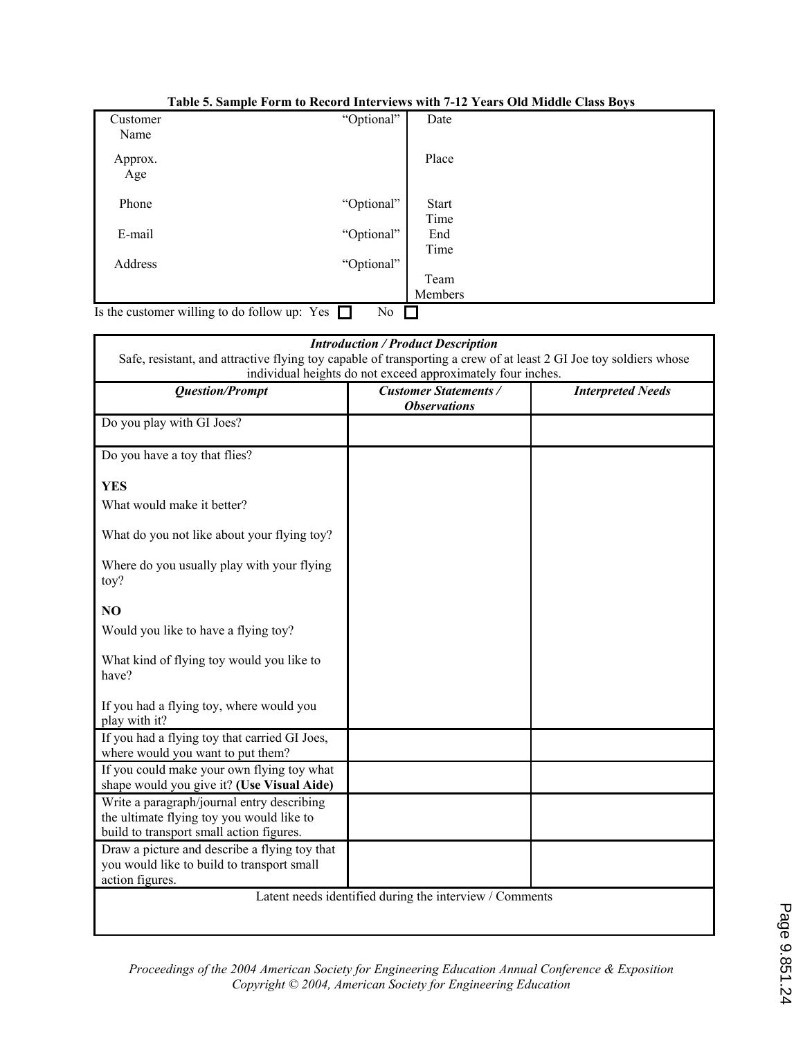**Table 5. Sample Form to Record Interviews with 7-12 Years Old Middle Class Boys**

| Customer Name | "Optional" | Date |
|---|---|---|
| Approx. Age | | Place |
| Phone | "Optional" | Start Time |
| E-mail | "Optional" | End Time |
| Address | "Optional" | Team Members |

Is the customer willing to do follow up: Yes ☐ No ☐

| ***Introduction / Product Description*** Safe, resistant, and attractive flying toy capable of transporting a crew of at least 2 GI Joe toy soldiers whose individual heights do not exceed approximately four inches. | | |
|---|---|---|
| ***Question/Prompt*** | ***Customer Statements / Observations*** | ***Interpreted Needs*** |
| Do you play with GI Joes? | | |
| Do you have a toy that flies?<br><br>**YES**<br>What would make it better?<br><br>What do you not like about your flying toy?<br><br>Where do you usually play with your flying toy?<br><br>**NO**<br>Would you like to have a flying toy?<br><br>What kind of flying toy would you like to have?<br><br>If you had a flying toy, where would you play with it? | | |
| If you had a flying toy that carried GI Joes, where would you want to put them? | | |
| If you could make your own flying toy what shape would you give it? **(Use Visual Aide)** | | |
| Write a paragraph/journal entry describing the ultimate flying toy you would like to build to transport small action figures. | | |
| Draw a picture and describe a flying toy that you would like to build to transport small action figures. | | |
| Latent needs identified during the interview / Comments | | |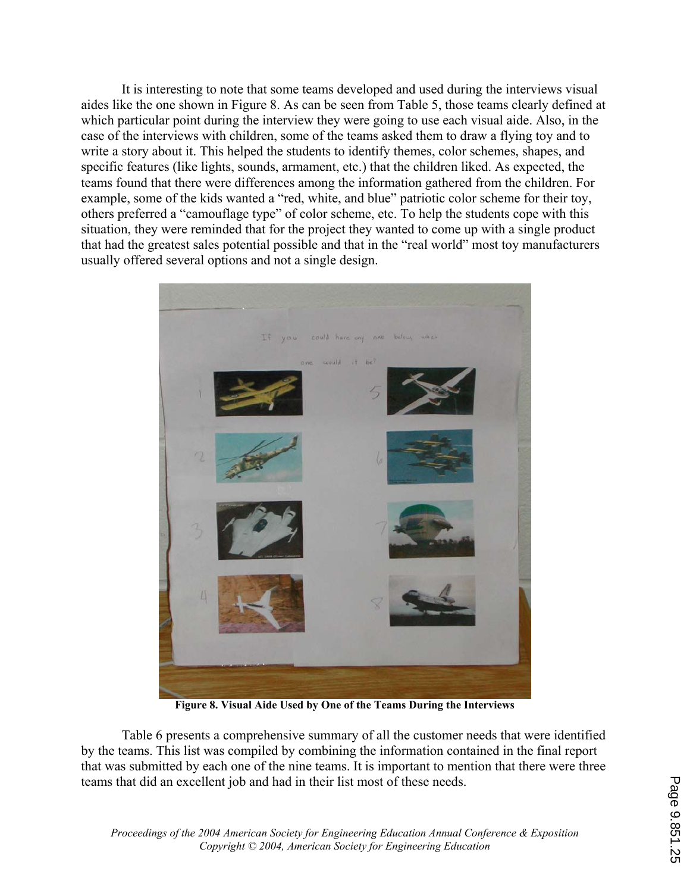It is interesting to note that some teams developed and used during the interviews visual aides like the one shown in Figure 8. As can be seen from Table 5, those teams clearly defined at which particular point during the interview they were going to use each visual aide. Also, in the case of the interviews with children, some of the teams asked them to draw a flying toy and to write a story about it. This helped the students to identify themes, color schemes, shapes, and specific features (like lights, sounds, armament, etc.) that the children liked. As expected, the teams found that there were differences among the information gathered from the children. For example, some of the kids wanted a "red, white, and blue" patriotic color scheme for their toy, others preferred a "camouflage type" of color scheme, etc. To help the students cope with this situation, they were reminded that for the project they wanted to come up with a single product that had the greatest sales potential possible and that in the "real world" most toy manufacturers usually offered several options and not a single design.

**Figure 8. Visual Aide Used by One of the Teams During the Interviews**

Table 6 presents a comprehensive summary of all the customer needs that were identified by the teams. This list was compiled by combining the information contained in the final report that was submitted by each one of the nine teams. It is important to mention that there were three teams that did an excellent job and had in their list most of these needs.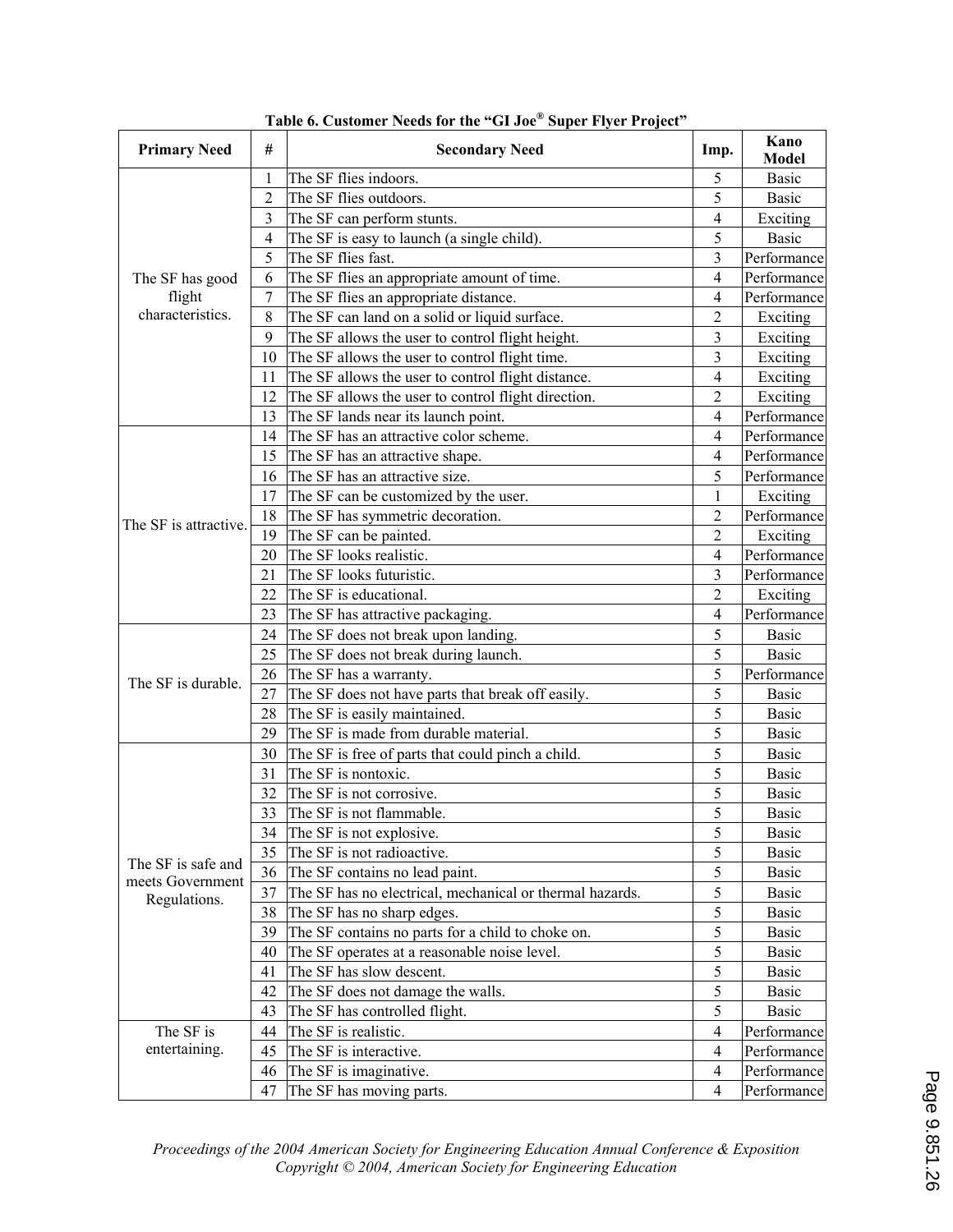**Table 6. Customer Needs for the "GI Joe® Super Flyer Project"**

| Primary Need | # | Secondary Need | Imp. | Kano Model |
|---|---|---|---|---|
| The SF has good flight characteristics. | 1 | The SF flies indoors. | 5 | Basic |
| | 2 | The SF flies outdoors. | 5 | Basic |
| | 3 | The SF can perform stunts. | 4 | Exciting |
| | 4 | The SF is easy to launch (a single child). | 5 | Basic |
| | 5 | The SF flies fast. | 3 | Performance |
| | 6 | The SF flies an appropriate amount of time. | 4 | Performance |
| | 7 | The SF flies an appropriate distance. | 4 | Performance |
| | 8 | The SF can land on a solid or liquid surface. | 2 | Exciting |
| | 9 | The SF allows the user to control flight height. | 3 | Exciting |
| | 10 | The SF allows the user to control flight time. | 3 | Exciting |
| | 11 | The SF allows the user to control flight distance. | 4 | Exciting |
| | 12 | The SF allows the user to control flight direction. | 2 | Exciting |
| | 13 | The SF lands near its launch point. | 4 | Performance |
| The SF is attractive. | 14 | The SF has an attractive color scheme. | 4 | Performance |
| | 15 | The SF has an attractive shape. | 4 | Performance |
| | 16 | The SF has an attractive size. | 5 | Performance |
| | 17 | The SF can be customized by the user. | 1 | Exciting |
| | 18 | The SF has symmetric decoration. | 2 | Performance |
| | 19 | The SF can be painted. | 2 | Exciting |
| | 20 | The SF looks realistic. | 4 | Performance |
| | 21 | The SF looks futuristic. | 3 | Performance |
| | 22 | The SF is educational. | 2 | Exciting |
| | 23 | The SF has attractive packaging. | 4 | Performance |
| The SF is durable. | 24 | The SF does not break upon landing. | 5 | Basic |
| | 25 | The SF does not break during launch. | 5 | Basic |
| | 26 | The SF has a warranty. | 5 | Performance |
| | 27 | The SF does not have parts that break off easily. | 5 | Basic |
| | 28 | The SF is easily maintained. | 5 | Basic |
| | 29 | The SF is made from durable material. | 5 | Basic |
| The SF is safe and meets Government Regulations. | 30 | The SF is free of parts that could pinch a child. | 5 | Basic |
| | 31 | The SF is nontoxic. | 5 | Basic |
| | 32 | The SF is not corrosive. | 5 | Basic |
| | 33 | The SF is not flammable. | 5 | Basic |
| | 34 | The SF is not explosive. | 5 | Basic |
| | 35 | The SF is not radioactive. | 5 | Basic |
| | 36 | The SF contains no lead paint. | 5 | Basic |
| | 37 | The SF has no electrical, mechanical or thermal hazards. | 5 | Basic |
| | 38 | The SF has no sharp edges. | 5 | Basic |
| | 39 | The SF contains no parts for a child to choke on. | 5 | Basic |
| | 40 | The SF operates at a reasonable noise level. | 5 | Basic |
| | 41 | The SF has slow descent. | 5 | Basic |
| | 42 | The SF does not damage the walls. | 5 | Basic |
| | 43 | The SF has controlled flight. | 5 | Basic |
| The SF is entertaining. | 44 | The SF is realistic. | 4 | Performance |
| | 45 | The SF is interactive. | 4 | Performance |
| | 46 | The SF is imaginative. | 4 | Performance |
| | 47 | The SF has moving parts. | 4 | Performance |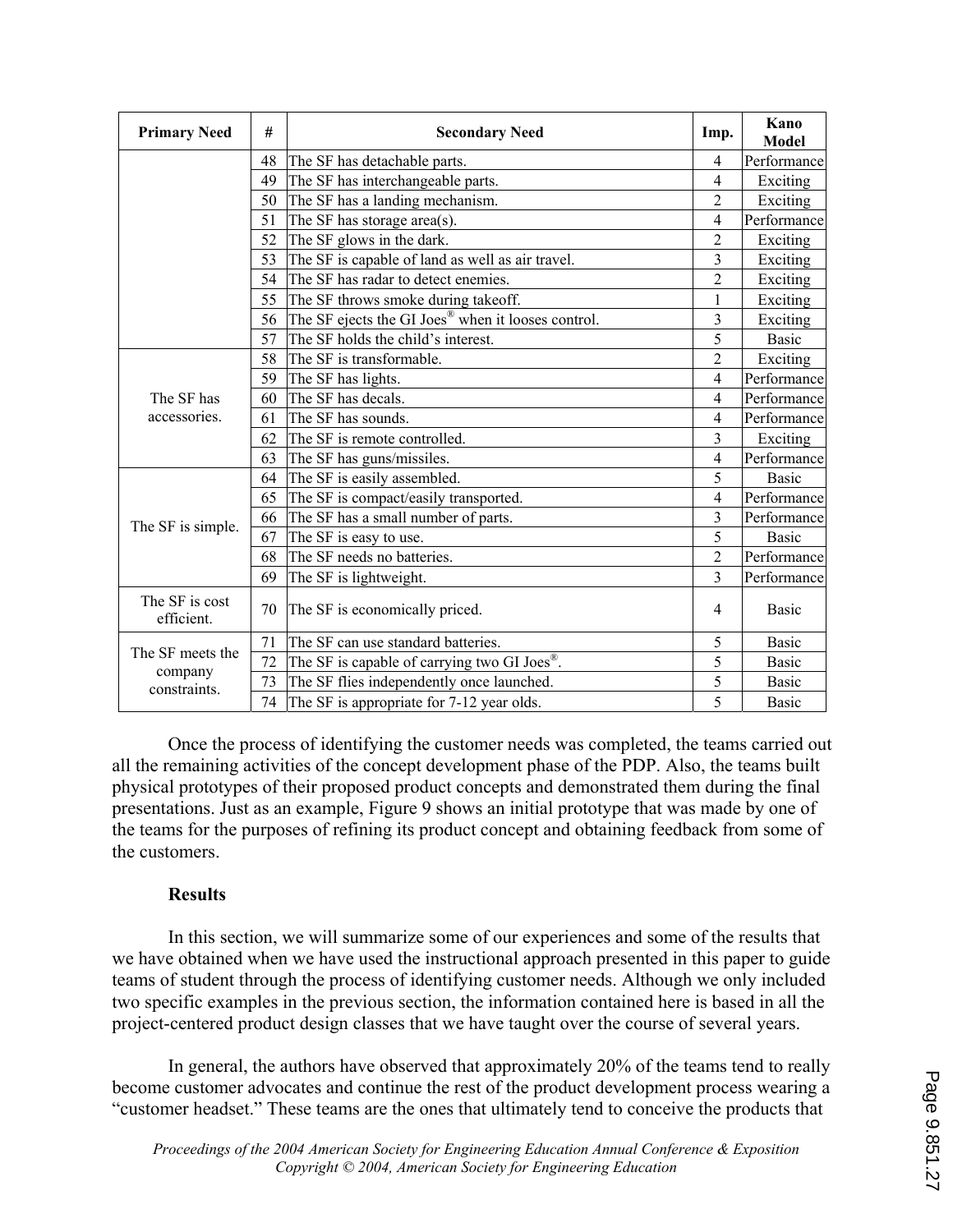| Primary Need | # | Secondary Need | Imp. | Kano Model |
|---|---|---|---|---|
| | 48 | The SF has detachable parts. | 4 | Performance |
| | 49 | The SF has interchangeable parts. | 4 | Exciting |
| | 50 | The SF has a landing mechanism. | 2 | Exciting |
| | 51 | The SF has storage area(s). | 4 | Performance |
| | 52 | The SF glows in the dark. | 2 | Exciting |
| | 53 | The SF is capable of land as well as air travel. | 3 | Exciting |
| | 54 | The SF has radar to detect enemies. | 2 | Exciting |
| | 55 | The SF throws smoke during takeoff. | 1 | Exciting |
| | 56 | The SF ejects the GI Joes® when it looses control. | 3 | Exciting |
| | 57 | The SF holds the child's interest. | 5 | Basic |
| The SF has accessories. | 58 | The SF is transformable. | 2 | Exciting |
| | 59 | The SF has lights. | 4 | Performance |
| | 60 | The SF has decals. | 4 | Performance |
| | 61 | The SF has sounds. | 4 | Performance |
| | 62 | The SF is remote controlled. | 3 | Exciting |
| | 63 | The SF has guns/missiles. | 4 | Performance |
| The SF is simple. | 64 | The SF is easily assembled. | 5 | Basic |
| | 65 | The SF is compact/easily transported. | 4 | Performance |
| | 66 | The SF has a small number of parts. | 3 | Performance |
| | 67 | The SF is easy to use. | 5 | Basic |
| | 68 | The SF needs no batteries. | 2 | Performance |
| | 69 | The SF is lightweight. | 3 | Performance |
| The SF is cost efficient. | 70 | The SF is economically priced. | 4 | Basic |
| The SF meets the company constraints. | 71 | The SF can use standard batteries. | 5 | Basic |
| | 72 | The SF is capable of carrying two GI Joes®. | 5 | Basic |
| | 73 | The SF flies independently once launched. | 5 | Basic |
| | 74 | The SF is appropriate for 7-12 year olds. | 5 | Basic |

Once the process of identifying the customer needs was completed, the teams carried out all the remaining activities of the concept development phase of the PDP. Also, the teams built physical prototypes of their proposed product concepts and demonstrated them during the final presentations. Just as an example, Figure 9 shows an initial prototype that was made by one of the teams for the purposes of refining its product concept and obtaining feedback from some of the customers.

### Results

In this section, we will summarize some of our experiences and some of the results that we have obtained when we have used the instructional approach presented in this paper to guide teams of student through the process of identifying customer needs. Although we only included two specific examples in the previous section, the information contained here is based in all the project-centered product design classes that we have taught over the course of several years.

In general, the authors have observed that approximately 20% of the teams tend to really become customer advocates and continue the rest of the product development process wearing a "customer headset." These teams are the ones that ultimately tend to conceive the products that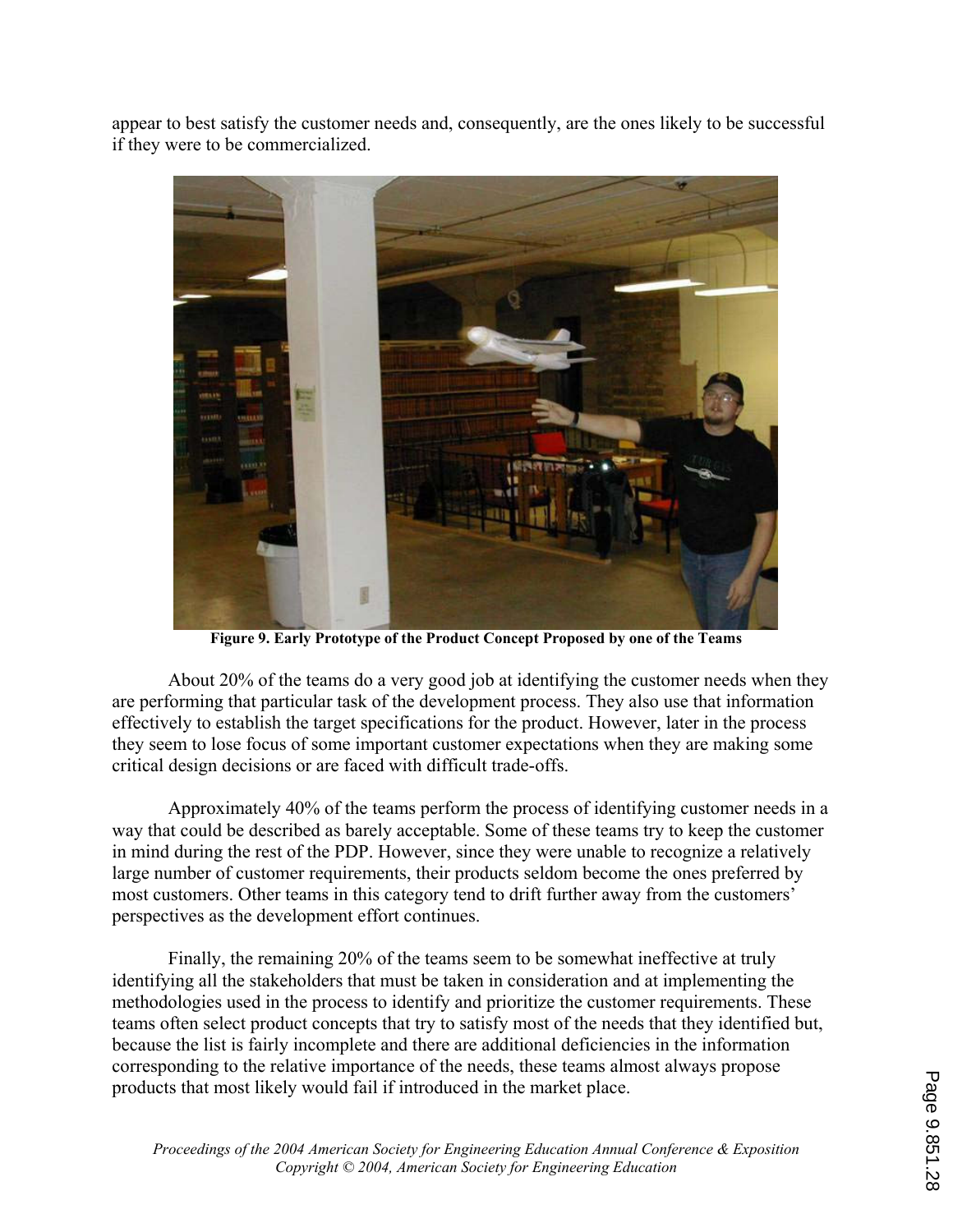appear to best satisfy the customer needs and, consequently, are the ones likely to be successful if they were to be commercialized.

**Figure 9. Early Prototype of the Product Concept Proposed by one of the Teams**

About 20% of the teams do a very good job at identifying the customer needs when they are performing that particular task of the development process. They also use that information effectively to establish the target specifications for the product. However, later in the process they seem to lose focus of some important customer expectations when they are making some critical design decisions or are faced with difficult trade-offs.

Approximately 40% of the teams perform the process of identifying customer needs in a way that could be described as barely acceptable. Some of these teams try to keep the customer in mind during the rest of the PDP. However, since they were unable to recognize a relatively large number of customer requirements, their products seldom become the ones preferred by most customers. Other teams in this category tend to drift further away from the customers' perspectives as the development effort continues.

Finally, the remaining 20% of the teams seem to be somewhat ineffective at truly identifying all the stakeholders that must be taken in consideration and at implementing the methodologies used in the process to identify and prioritize the customer requirements. These teams often select product concepts that try to satisfy most of the needs that they identified but, because the list is fairly incomplete and there are additional deficiencies in the information corresponding to the relative importance of the needs, these teams almost always propose products that most likely would fail if introduced in the market place.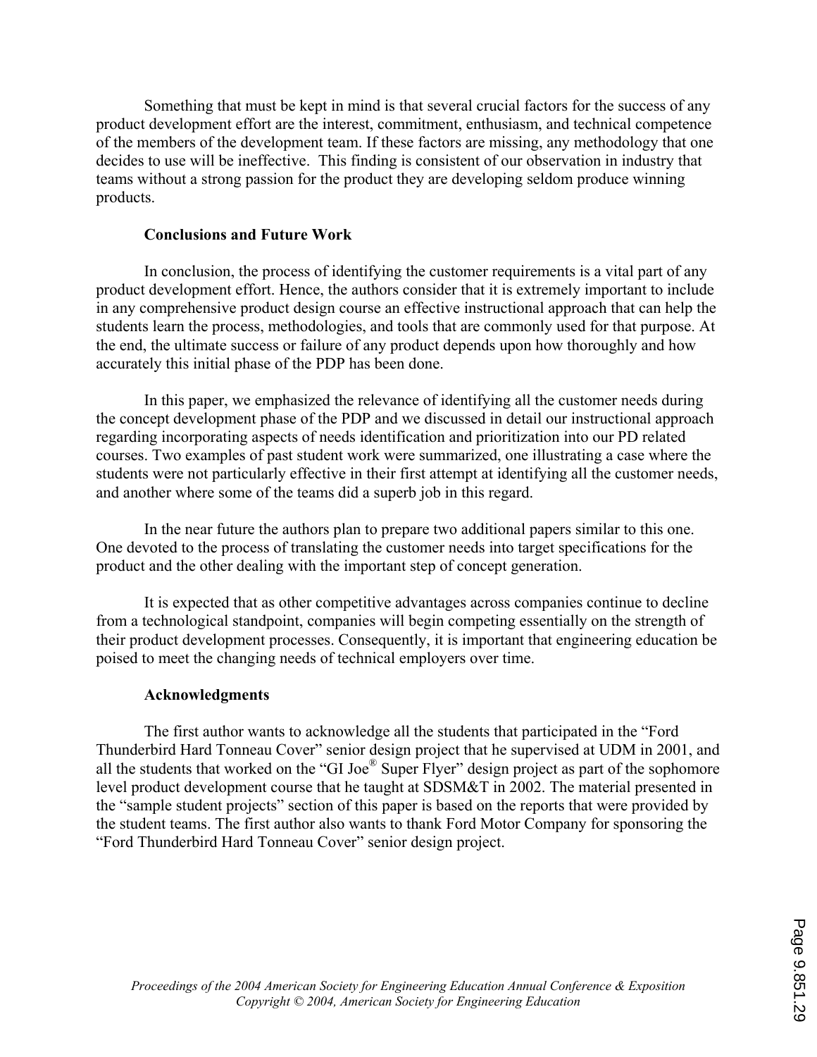Something that must be kept in mind is that several crucial factors for the success of any product development effort are the interest, commitment, enthusiasm, and technical competence of the members of the development team. If these factors are missing, any methodology that one decides to use will be ineffective. This finding is consistent of our observation in industry that teams without a strong passion for the product they are developing seldom produce winning products.

## Conclusions and Future Work

In conclusion, the process of identifying the customer requirements is a vital part of any product development effort. Hence, the authors consider that it is extremely important to include in any comprehensive product design course an effective instructional approach that can help the students learn the process, methodologies, and tools that are commonly used for that purpose. At the end, the ultimate success or failure of any product depends upon how thoroughly and how accurately this initial phase of the PDP has been done.

In this paper, we emphasized the relevance of identifying all the customer needs during the concept development phase of the PDP and we discussed in detail our instructional approach regarding incorporating aspects of needs identification and prioritization into our PD related courses. Two examples of past student work were summarized, one illustrating a case where the students were not particularly effective in their first attempt at identifying all the customer needs, and another where some of the teams did a superb job in this regard.

In the near future the authors plan to prepare two additional papers similar to this one. One devoted to the process of translating the customer needs into target specifications for the product and the other dealing with the important step of concept generation.

It is expected that as other competitive advantages across companies continue to decline from a technological standpoint, companies will begin competing essentially on the strength of their product development processes. Consequently, it is important that engineering education be poised to meet the changing needs of technical employers over time.

## Acknowledgments

The first author wants to acknowledge all the students that participated in the "Ford Thunderbird Hard Tonneau Cover" senior design project that he supervised at UDM in 2001, and all the students that worked on the "GI Joe® Super Flyer" design project as part of the sophomore level product development course that he taught at SDSM&T in 2002. The material presented in the "sample student projects" section of this paper is based on the reports that were provided by the student teams. The first author also wants to thank Ford Motor Company for sponsoring the "Ford Thunderbird Hard Tonneau Cover" senior design project.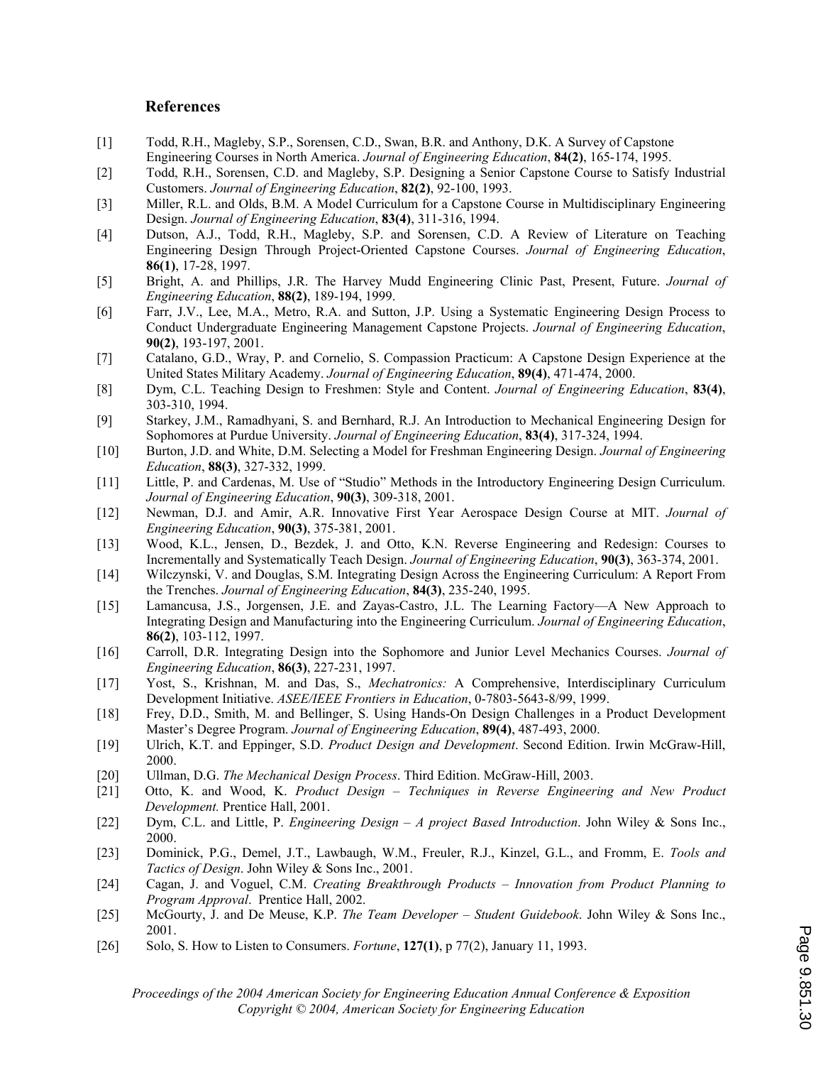## References

[1] Todd, R.H., Magleby, S.P., Sorensen, C.D., Swan, B.R. and Anthony, D.K. A Survey of Capstone Engineering Courses in North America. *Journal of Engineering Education*, **84(2)**, 165-174, 1995.

[2] Todd, R.H., Sorensen, C.D. and Magleby, S.P. Designing a Senior Capstone Course to Satisfy Industrial Customers. *Journal of Engineering Education*, **82(2)**, 92-100, 1993.

[3] Miller, R.L. and Olds, B.M. A Model Curriculum for a Capstone Course in Multidisciplinary Engineering Design. *Journal of Engineering Education*, **83(4)**, 311-316, 1994.

[4] Dutson, A.J., Todd, R.H., Magleby, S.P. and Sorensen, C.D. A Review of Literature on Teaching Engineering Design Through Project-Oriented Capstone Courses. *Journal of Engineering Education*, **86(1)**, 17-28, 1997.

[5] Bright, A. and Phillips, J.R. The Harvey Mudd Engineering Clinic Past, Present, Future. *Journal of Engineering Education*, **88(2)**, 189-194, 1999.

[6] Farr, J.V., Lee, M.A., Metro, R.A. and Sutton, J.P. Using a Systematic Engineering Design Process to Conduct Undergraduate Engineering Management Capstone Projects. *Journal of Engineering Education*, **90(2)**, 193-197, 2001.

[7] Catalano, G.D., Wray, P. and Cornelio, S. Compassion Practicum: A Capstone Design Experience at the United States Military Academy. *Journal of Engineering Education*, **89(4)**, 471-474, 2000.

[8] Dym, C.L. Teaching Design to Freshmen: Style and Content. *Journal of Engineering Education*, **83(4)**, 303-310, 1994.

[9] Starkey, J.M., Ramadhyani, S. and Bernhard, R.J. An Introduction to Mechanical Engineering Design for Sophomores at Purdue University. *Journal of Engineering Education*, **83(4)**, 317-324, 1994.

[10] Burton, J.D. and White, D.M. Selecting a Model for Freshman Engineering Design. *Journal of Engineering Education*, **88(3)**, 327-332, 1999.

[11] Little, P. and Cardenas, M. Use of "Studio" Methods in the Introductory Engineering Design Curriculum. *Journal of Engineering Education*, **90(3)**, 309-318, 2001.

[12] Newman, D.J. and Amir, A.R. Innovative First Year Aerospace Design Course at MIT. *Journal of Engineering Education*, **90(3)**, 375-381, 2001.

[13] Wood, K.L., Jensen, D., Bezdek, J. and Otto, K.N. Reverse Engineering and Redesign: Courses to Incrementally and Systematically Teach Design. *Journal of Engineering Education*, **90(3)**, 363-374, 2001.

[14] Wilczynski, V. and Douglas, S.M. Integrating Design Across the Engineering Curriculum: A Report From the Trenches. *Journal of Engineering Education*, **84(3)**, 235-240, 1995.

[15] Lamancusa, J.S., Jorgensen, J.E. and Zayas-Castro, J.L. The Learning Factory—A New Approach to Integrating Design and Manufacturing into the Engineering Curriculum. *Journal of Engineering Education*, **86(2)**, 103-112, 1997.

[16] Carroll, D.R. Integrating Design into the Sophomore and Junior Level Mechanics Courses. *Journal of Engineering Education*, **86(3)**, 227-231, 1997.

[17] Yost, S., Krishnan, M. and Das, S., *Mechatronics:* A Comprehensive, Interdisciplinary Curriculum Development Initiative. *ASEE/IEEE Frontiers in Education*, 0-7803-5643-8/99, 1999.

[18] Frey, D.D., Smith, M. and Bellinger, S. Using Hands-On Design Challenges in a Product Development Master's Degree Program. *Journal of Engineering Education*, **89(4)**, 487-493, 2000.

[19] Ulrich, K.T. and Eppinger, S.D. *Product Design and Development*. Second Edition. Irwin McGraw-Hill, 2000.

[20] Ullman, D.G. *The Mechanical Design Process*. Third Edition. McGraw-Hill, 2003.

[21] Otto, K. and Wood, K. *Product Design – Techniques in Reverse Engineering and New Product Development.* Prentice Hall, 2001.

[22] Dym, C.L. and Little, P. *Engineering Design – A project Based Introduction*. John Wiley & Sons Inc., 2000.

[23] Dominick, P.G., Demel, J.T., Lawbaugh, W.M., Freuler, R.J., Kinzel, G.L., and Fromm, E. *Tools and Tactics of Design*. John Wiley & Sons Inc., 2001.

[24] Cagan, J. and Voguel, C.M. *Creating Breakthrough Products – Innovation from Product Planning to Program Approval*. Prentice Hall, 2002.

[25] McGourty, J. and De Meuse, K.P. *The Team Developer – Student Guidebook*. John Wiley & Sons Inc., 2001.

[26] Solo, S. How to Listen to Consumers. *Fortune*, **127(1)**, p 77(2), January 11, 1993.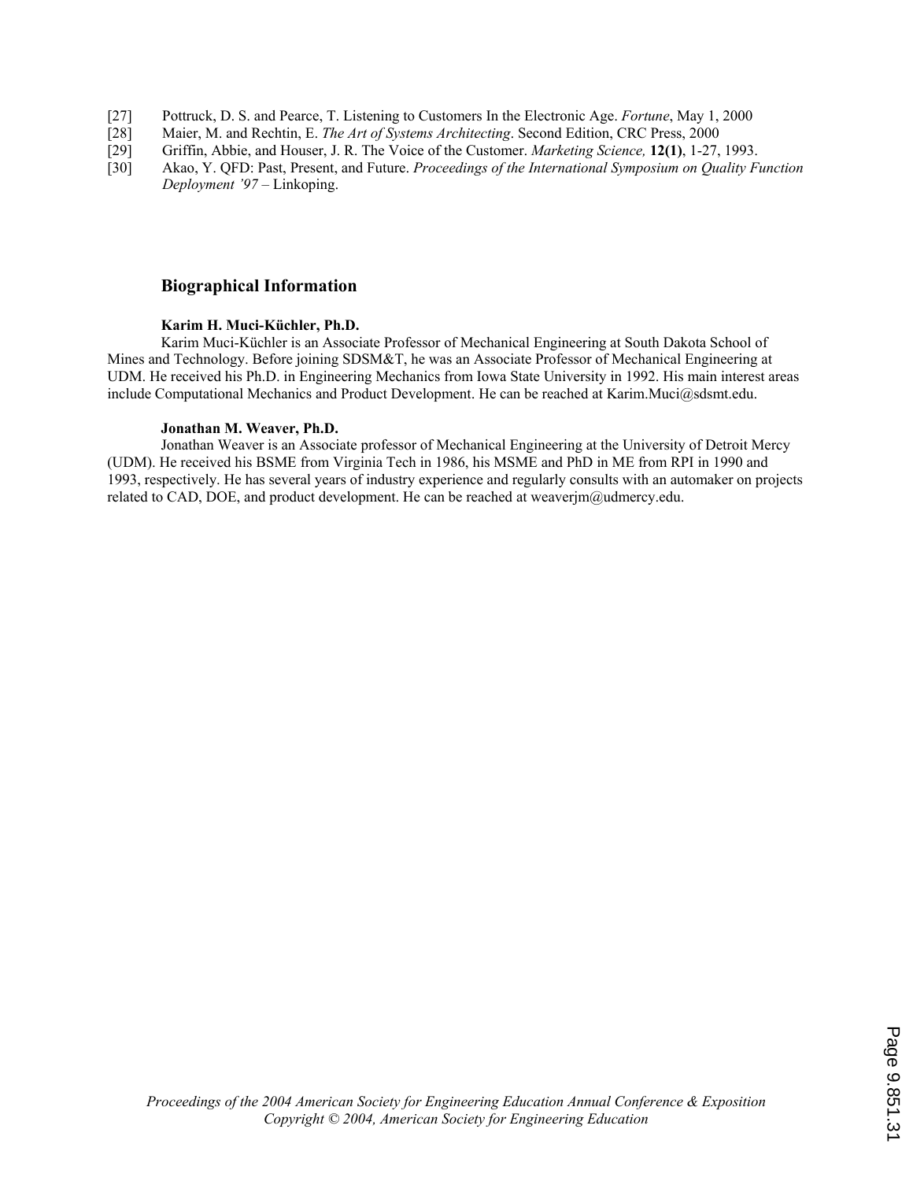[27] Pottruck, D. S. and Pearce, T. Listening to Customers In the Electronic Age. *Fortune*, May 1, 2000

[28] Maier, M. and Rechtin, E. *The Art of Systems Architecting*. Second Edition, CRC Press, 2000

[29] Griffin, Abbie, and Houser, J. R. The Voice of the Customer. *Marketing Science,* **12(1)**, 1-27, 1993.

[30] Akao, Y. QFD: Past, Present, and Future. *Proceedings of the International Symposium on Quality Function Deployment '97* – Linkoping.

## Biographical Information

**Karim H. Muci-Küchler, Ph.D.**

Karim Muci-Küchler is an Associate Professor of Mechanical Engineering at South Dakota School of Mines and Technology. Before joining SDSM&T, he was an Associate Professor of Mechanical Engineering at UDM. He received his Ph.D. in Engineering Mechanics from Iowa State University in 1992. His main interest areas include Computational Mechanics and Product Development. He can be reached at Karim.Muci@sdsmt.edu.

**Jonathan M. Weaver, Ph.D.**

Jonathan Weaver is an Associate professor of Mechanical Engineering at the University of Detroit Mercy (UDM). He received his BSME from Virginia Tech in 1986, his MSME and PhD in ME from RPI in 1990 and 1993, respectively. He has several years of industry experience and regularly consults with an automaker on projects related to CAD, DOE, and product development. He can be reached at weaverjm@udmercy.edu.